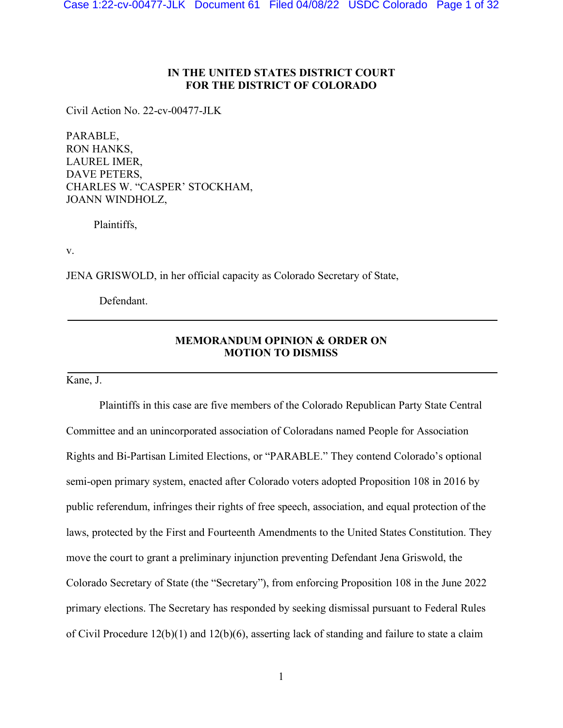**IN THE UNITED STATES DISTRICT COURT**
**FOR THE DISTRICT OF COLORADO**

Civil Action No. 22-cv-00477-JLK

PARABLE,
RON HANKS,
LAUREL IMER,
DAVE PETERS,
CHARLES W. "CASPER' STOCKHAM,
JOANN WINDHOLZ,

Plaintiffs,

v.

JENA GRISWOLD, in her official capacity as Colorado Secretary of State,

Defendant.

---

**MEMORANDUM OPINION & ORDER ON**
**MOTION TO DISMISS**

---

Kane, J.

Plaintiffs in this case are five members of the Colorado Republican Party State Central Committee and an unincorporated association of Coloradans named People for Association Rights and Bi-Partisan Limited Elections, or "PARABLE." They contend Colorado's optional semi-open primary system, enacted after Colorado voters adopted Proposition 108 in 2016 by public referendum, infringes their rights of free speech, association, and equal protection of the laws, protected by the First and Fourteenth Amendments to the United States Constitution. They move the court to grant a preliminary injunction preventing Defendant Jena Griswold, the Colorado Secretary of State (the "Secretary"), from enforcing Proposition 108 in the June 2022 primary elections. The Secretary has responded by seeking dismissal pursuant to Federal Rules of Civil Procedure 12(b)(1) and 12(b)(6), asserting lack of standing and failure to state a claim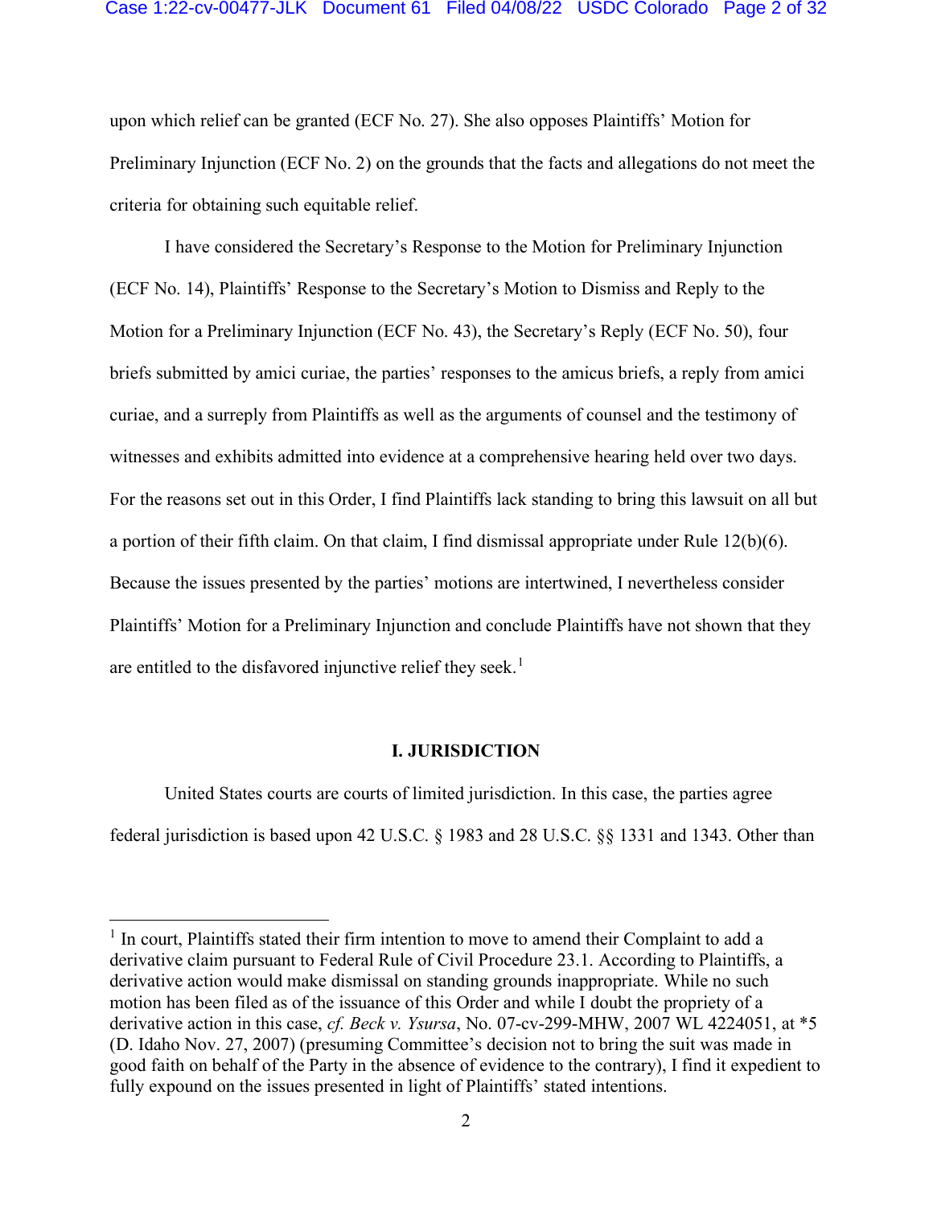upon which relief can be granted (ECF No. 27). She also opposes Plaintiffs' Motion for Preliminary Injunction (ECF No. 2) on the grounds that the facts and allegations do not meet the criteria for obtaining such equitable relief.

I have considered the Secretary's Response to the Motion for Preliminary Injunction (ECF No. 14), Plaintiffs' Response to the Secretary's Motion to Dismiss and Reply to the Motion for a Preliminary Injunction (ECF No. 43), the Secretary's Reply (ECF No. 50), four briefs submitted by amici curiae, the parties' responses to the amicus briefs, a reply from amici curiae, and a surreply from Plaintiffs as well as the arguments of counsel and the testimony of witnesses and exhibits admitted into evidence at a comprehensive hearing held over two days. For the reasons set out in this Order, I find Plaintiffs lack standing to bring this lawsuit on all but a portion of their fifth claim. On that claim, I find dismissal appropriate under Rule 12(b)(6). Because the issues presented by the parties' motions are intertwined, I nevertheless consider Plaintiffs' Motion for a Preliminary Injunction and conclude Plaintiffs have not shown that they are entitled to the disfavored injunctive relief they seek.[1]

## I. JURISDICTION

United States courts are courts of limited jurisdiction. In this case, the parties agree federal jurisdiction is based upon 42 U.S.C. § 1983 and 28 U.S.C. §§ 1331 and 1343. Other than

---

[1] In court, Plaintiffs stated their firm intention to move to amend their Complaint to add a derivative claim pursuant to Federal Rule of Civil Procedure 23.1. According to Plaintiffs, a derivative action would make dismissal on standing grounds inappropriate. While no such motion has been filed as of the issuance of this Order and while I doubt the propriety of a derivative action in this case, *cf. Beck v. Ysursa*, No. 07-cv-299-MHW, 2007 WL 4224051, at *5 (D. Idaho Nov. 27, 2007) (presuming Committee's decision not to bring the suit was made in good faith on behalf of the Party in the absence of evidence to the contrary), I find it expedient to fully expound on the issues presented in light of Plaintiffs' stated intentions.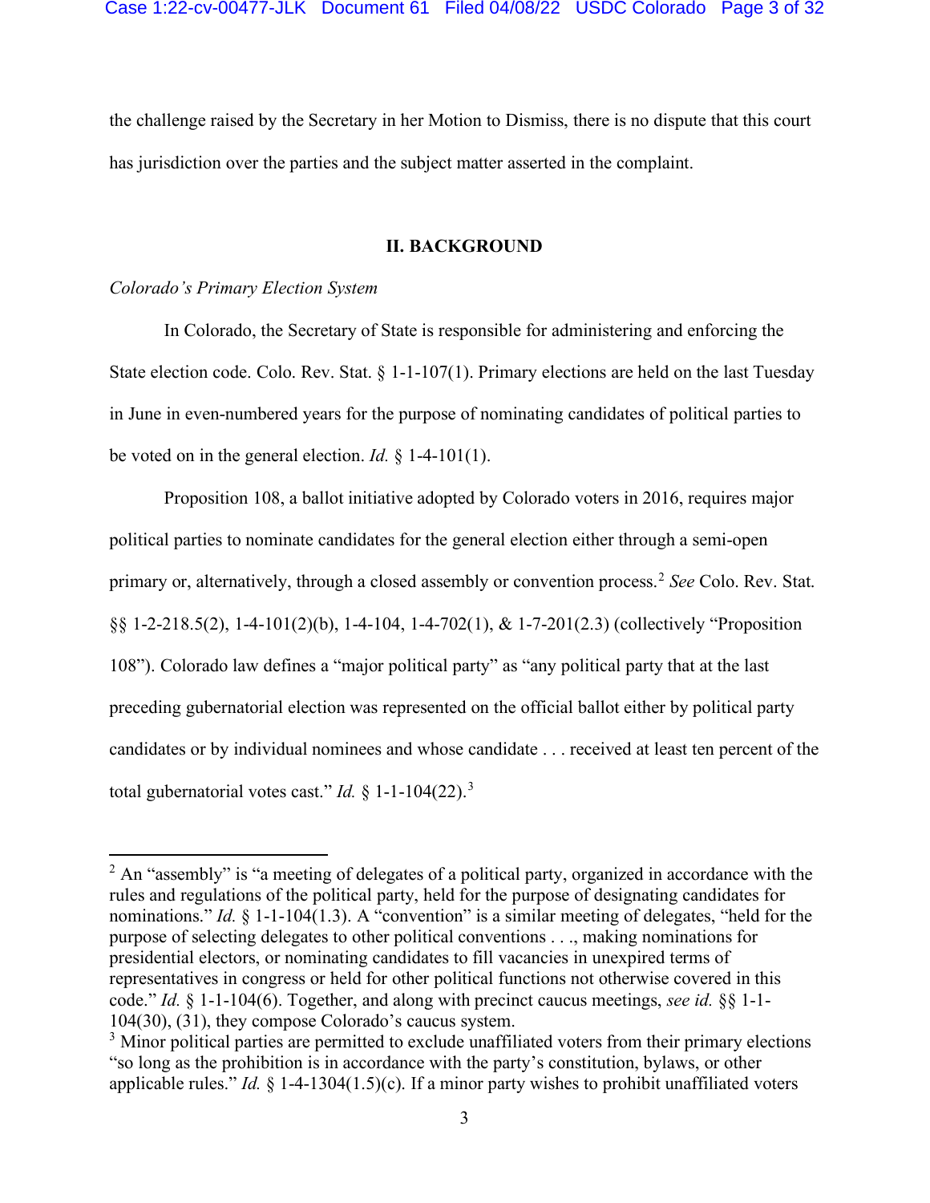the challenge raised by the Secretary in her Motion to Dismiss, there is no dispute that this court has jurisdiction over the parties and the subject matter asserted in the complaint.

## II. BACKGROUND

*Colorado's Primary Election System*

In Colorado, the Secretary of State is responsible for administering and enforcing the State election code. Colo. Rev. Stat. § 1-1-107(1). Primary elections are held on the last Tuesday in June in even-numbered years for the purpose of nominating candidates of political parties to be voted on in the general election. *Id.* § 1-4-101(1).

Proposition 108, a ballot initiative adopted by Colorado voters in 2016, requires major political parties to nominate candidates for the general election either through a semi-open primary or, alternatively, through a closed assembly or convention process.[2] *See* Colo. Rev. Stat. §§ 1-2-218.5(2), 1-4-101(2)(b), 1-4-104, 1-4-702(1), & 1-7-201(2.3) (collectively "Proposition 108"). Colorado law defines a "major political party" as "any political party that at the last preceding gubernatorial election was represented on the official ballot either by political party candidates or by individual nominees and whose candidate . . . received at least ten percent of the total gubernatorial votes cast." *Id.* § 1-1-104(22).[3]

---

[2] An "assembly" is "a meeting of delegates of a political party, organized in accordance with the rules and regulations of the political party, held for the purpose of designating candidates for nominations." *Id.* § 1-1-104(1.3). A "convention" is a similar meeting of delegates, "held for the purpose of selecting delegates to other political conventions . . ., making nominations for presidential electors, or nominating candidates to fill vacancies in unexpired terms of representatives in congress or held for other political functions not otherwise covered in this code." *Id.* § 1-1-104(6). Together, and along with precinct caucus meetings, *see id.* §§ 1-1-104(30), (31), they compose Colorado's caucus system.

[3] Minor political parties are permitted to exclude unaffiliated voters from their primary elections "so long as the prohibition is in accordance with the party's constitution, bylaws, or other applicable rules." *Id.* § 1-4-1304(1.5)(c). If a minor party wishes to prohibit unaffiliated voters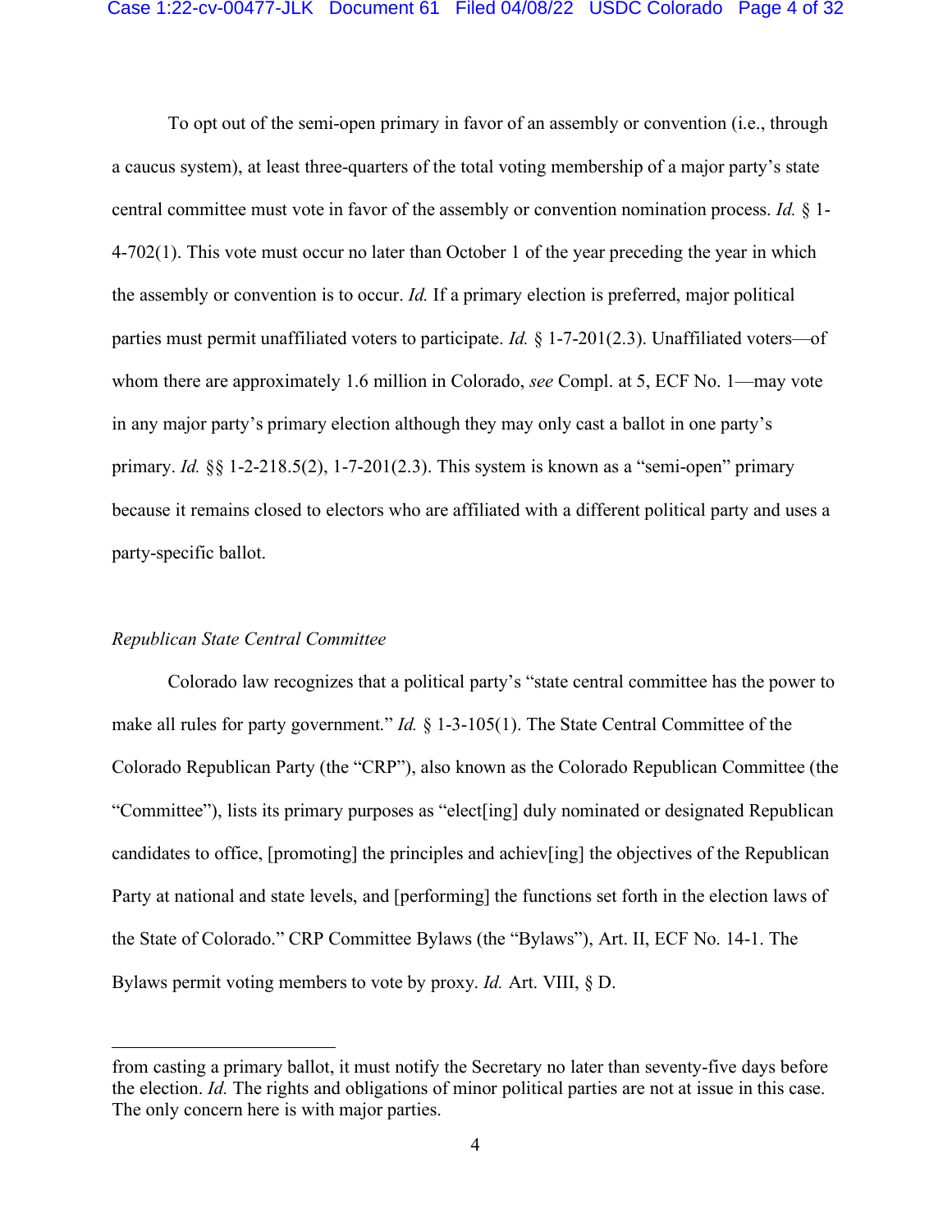To opt out of the semi-open primary in favor of an assembly or convention (i.e., through a caucus system), at least three-quarters of the total voting membership of a major party's state central committee must vote in favor of the assembly or convention nomination process. *Id.* § 1-4-702(1). This vote must occur no later than October 1 of the year preceding the year in which the assembly or convention is to occur. *Id.* If a primary election is preferred, major political parties must permit unaffiliated voters to participate. *Id.* § 1-7-201(2.3). Unaffiliated voters—of whom there are approximately 1.6 million in Colorado, *see* Compl. at 5, ECF No. 1—may vote in any major party's primary election although they may only cast a ballot in one party's primary. *Id.* §§ 1-2-218.5(2), 1-7-201(2.3). This system is known as a "semi-open" primary because it remains closed to electors who are affiliated with a different political party and uses a party-specific ballot.

*Republican State Central Committee*

Colorado law recognizes that a political party's "state central committee has the power to make all rules for party government." *Id.* § 1-3-105(1). The State Central Committee of the Colorado Republican Party (the "CRP"), also known as the Colorado Republican Committee (the "Committee"), lists its primary purposes as "elect[ing] duly nominated or designated Republican candidates to office, [promoting] the principles and achiev[ing] the objectives of the Republican Party at national and state levels, and [performing] the functions set forth in the election laws of the State of Colorado." CRP Committee Bylaws (the "Bylaws"), Art. II, ECF No. 14-1. The Bylaws permit voting members to vote by proxy. *Id.* Art. VIII, § D.

---

from casting a primary ballot, it must notify the Secretary no later than seventy-five days before the election. *Id.* The rights and obligations of minor political parties are not at issue in this case. The only concern here is with major parties.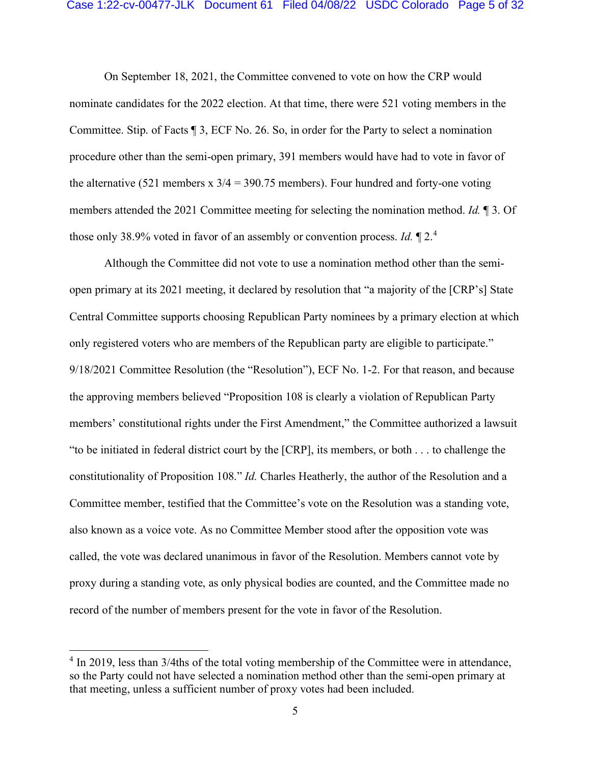On September 18, 2021, the Committee convened to vote on how the CRP would nominate candidates for the 2022 election. At that time, there were 521 voting members in the Committee. Stip. of Facts ¶ 3, ECF No. 26. So, in order for the Party to select a nomination procedure other than the semi-open primary, 391 members would have had to vote in favor of the alternative (521 members x 3/4 = 390.75 members). Four hundred and forty-one voting members attended the 2021 Committee meeting for selecting the nomination method. *Id.* ¶ 3. Of those only 38.9% voted in favor of an assembly or convention process. *Id.* ¶ 2.[4]

Although the Committee did not vote to use a nomination method other than the semi-open primary at its 2021 meeting, it declared by resolution that "a majority of the [CRP's] State Central Committee supports choosing Republican Party nominees by a primary election at which only registered voters who are members of the Republican party are eligible to participate." 9/18/2021 Committee Resolution (the "Resolution"), ECF No. 1-2. For that reason, and because the approving members believed "Proposition 108 is clearly a violation of Republican Party members' constitutional rights under the First Amendment," the Committee authorized a lawsuit "to be initiated in federal district court by the [CRP], its members, or both . . . to challenge the constitutionality of Proposition 108." *Id.* Charles Heatherly, the author of the Resolution and a Committee member, testified that the Committee's vote on the Resolution was a standing vote, also known as a voice vote. As no Committee Member stood after the opposition vote was called, the vote was declared unanimous in favor of the Resolution. Members cannot vote by proxy during a standing vote, as only physical bodies are counted, and the Committee made no record of the number of members present for the vote in favor of the Resolution.

---

[4] In 2019, less than 3/4ths of the total voting membership of the Committee were in attendance, so the Party could not have selected a nomination method other than the semi-open primary at that meeting, unless a sufficient number of proxy votes had been included.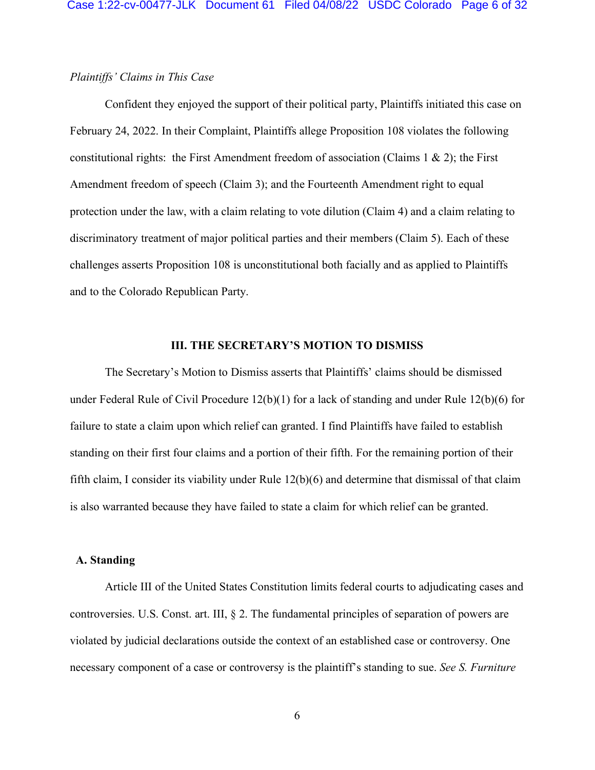*Plaintiffs' Claims in This Case*

Confident they enjoyed the support of their political party, Plaintiffs initiated this case on February 24, 2022. In their Complaint, Plaintiffs allege Proposition 108 violates the following constitutional rights: the First Amendment freedom of association (Claims 1 & 2); the First Amendment freedom of speech (Claim 3); and the Fourteenth Amendment right to equal protection under the law, with a claim relating to vote dilution (Claim 4) and a claim relating to discriminatory treatment of major political parties and their members (Claim 5). Each of these challenges asserts Proposition 108 is unconstitutional both facially and as applied to Plaintiffs and to the Colorado Republican Party.

## III. THE SECRETARY'S MOTION TO DISMISS

The Secretary's Motion to Dismiss asserts that Plaintiffs' claims should be dismissed under Federal Rule of Civil Procedure 12(b)(1) for a lack of standing and under Rule 12(b)(6) for failure to state a claim upon which relief can granted. I find Plaintiffs have failed to establish standing on their first four claims and a portion of their fifth. For the remaining portion of their fifth claim, I consider its viability under Rule 12(b)(6) and determine that dismissal of that claim is also warranted because they have failed to state a claim for which relief can be granted.

### A. Standing

Article III of the United States Constitution limits federal courts to adjudicating cases and controversies. U.S. Const. art. III, § 2. The fundamental principles of separation of powers are violated by judicial declarations outside the context of an established case or controversy. One necessary component of a case or controversy is the plaintiff's standing to sue. *See S. Furniture*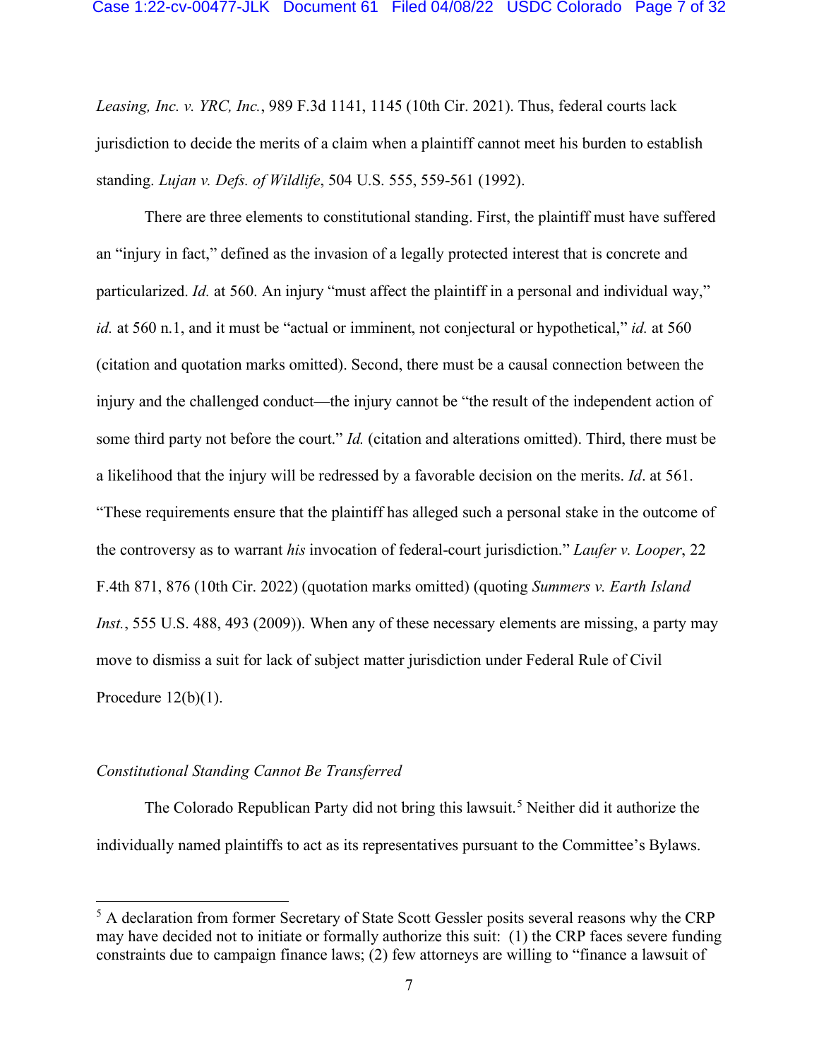*Leasing, Inc. v. YRC, Inc.*, 989 F.3d 1141, 1145 (10th Cir. 2021). Thus, federal courts lack jurisdiction to decide the merits of a claim when a plaintiff cannot meet his burden to establish standing. *Lujan v. Defs. of Wildlife*, 504 U.S. 555, 559-561 (1992).

There are three elements to constitutional standing. First, the plaintiff must have suffered an "injury in fact," defined as the invasion of a legally protected interest that is concrete and particularized. *Id.* at 560. An injury "must affect the plaintiff in a personal and individual way," *id.* at 560 n.1, and it must be "actual or imminent, not conjectural or hypothetical," *id.* at 560 (citation and quotation marks omitted). Second, there must be a causal connection between the injury and the challenged conduct—the injury cannot be "the result of the independent action of some third party not before the court." *Id.* (citation and alterations omitted). Third, there must be a likelihood that the injury will be redressed by a favorable decision on the merits. *Id*. at 561. "These requirements ensure that the plaintiff has alleged such a personal stake in the outcome of the controversy as to warrant *his* invocation of federal-court jurisdiction." *Laufer v. Looper*, 22 F.4th 871, 876 (10th Cir. 2022) (quotation marks omitted) (quoting *Summers v. Earth Island Inst.*, 555 U.S. 488, 493 (2009)). When any of these necessary elements are missing, a party may move to dismiss a suit for lack of subject matter jurisdiction under Federal Rule of Civil Procedure 12(b)(1).

*Constitutional Standing Cannot Be Transferred*

The Colorado Republican Party did not bring this lawsuit.[5] Neither did it authorize the individually named plaintiffs to act as its representatives pursuant to the Committee's Bylaws.

[5] A declaration from former Secretary of State Scott Gessler posits several reasons why the CRP may have decided not to initiate or formally authorize this suit: (1) the CRP faces severe funding constraints due to campaign finance laws; (2) few attorneys are willing to "finance a lawsuit of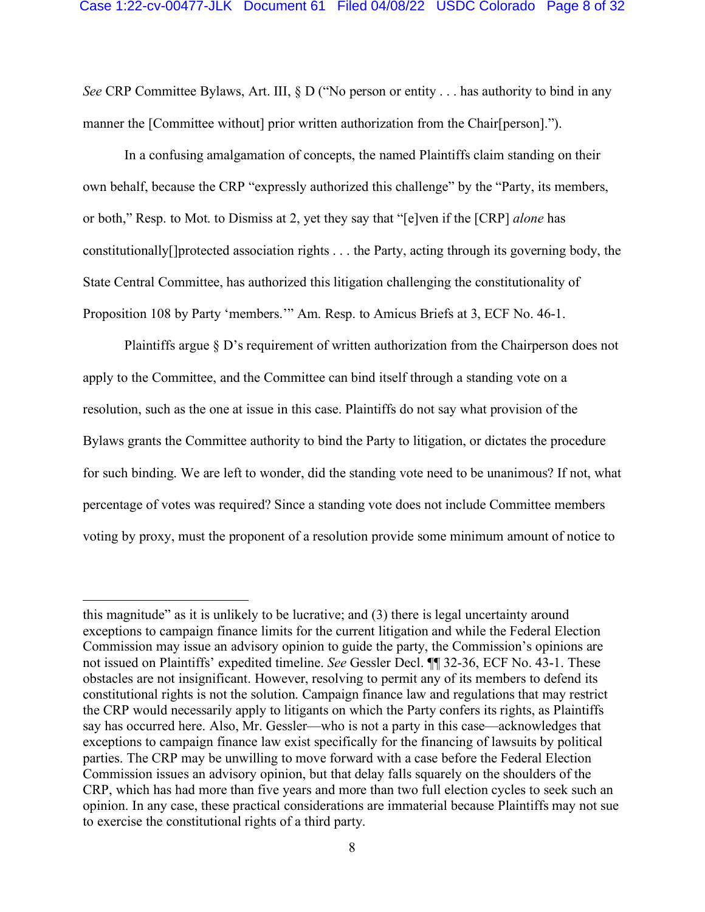*See* CRP Committee Bylaws, Art. III, § D ("No person or entity . . . has authority to bind in any manner the [Committee without] prior written authorization from the Chair[person].").

In a confusing amalgamation of concepts, the named Plaintiffs claim standing on their own behalf, because the CRP "expressly authorized this challenge" by the "Party, its members, or both," Resp. to Mot. to Dismiss at 2, yet they say that "[e]ven if the [CRP] *alone* has constitutionally[]protected association rights . . . the Party, acting through its governing body, the State Central Committee, has authorized this litigation challenging the constitutionality of Proposition 108 by Party 'members.'" Am. Resp. to Amicus Briefs at 3, ECF No. 46-1.

Plaintiffs argue § D's requirement of written authorization from the Chairperson does not apply to the Committee, and the Committee can bind itself through a standing vote on a resolution, such as the one at issue in this case. Plaintiffs do not say what provision of the Bylaws grants the Committee authority to bind the Party to litigation, or dictates the procedure for such binding. We are left to wonder, did the standing vote need to be unanimous? If not, what percentage of votes was required? Since a standing vote does not include Committee members voting by proxy, must the proponent of a resolution provide some minimum amount of notice to

---

this magnitude" as it is unlikely to be lucrative; and (3) there is legal uncertainty around exceptions to campaign finance limits for the current litigation and while the Federal Election Commission may issue an advisory opinion to guide the party, the Commission's opinions are not issued on Plaintiffs' expedited timeline. *See* Gessler Decl. ¶¶ 32-36, ECF No. 43-1. These obstacles are not insignificant. However, resolving to permit any of its members to defend its constitutional rights is not the solution. Campaign finance law and regulations that may restrict the CRP would necessarily apply to litigants on which the Party confers its rights, as Plaintiffs say has occurred here. Also, Mr. Gessler—who is not a party in this case—acknowledges that exceptions to campaign finance law exist specifically for the financing of lawsuits by political parties. The CRP may be unwilling to move forward with a case before the Federal Election Commission issues an advisory opinion, but that delay falls squarely on the shoulders of the CRP, which has had more than five years and more than two full election cycles to seek such an opinion. In any case, these practical considerations are immaterial because Plaintiffs may not sue to exercise the constitutional rights of a third party.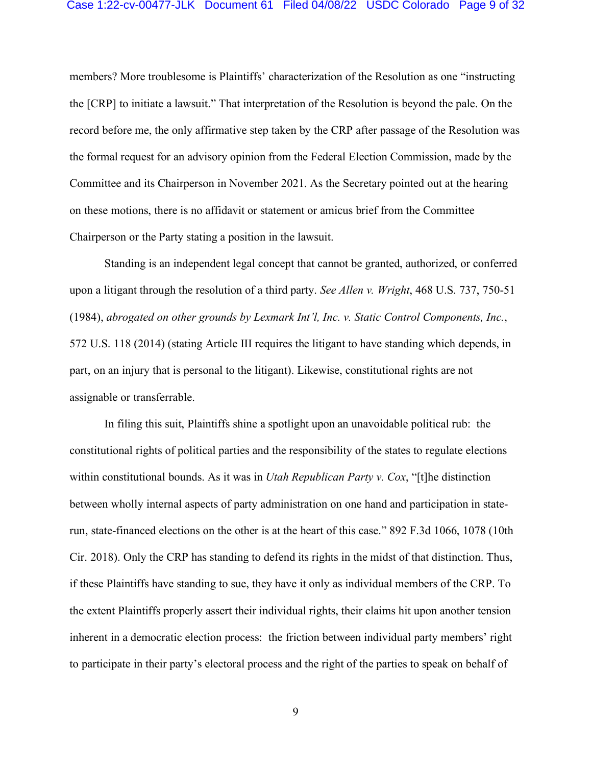members? More troublesome is Plaintiffs' characterization of the Resolution as one "instructing the [CRP] to initiate a lawsuit." That interpretation of the Resolution is beyond the pale. On the record before me, the only affirmative step taken by the CRP after passage of the Resolution was the formal request for an advisory opinion from the Federal Election Commission, made by the Committee and its Chairperson in November 2021. As the Secretary pointed out at the hearing on these motions, there is no affidavit or statement or amicus brief from the Committee Chairperson or the Party stating a position in the lawsuit.

Standing is an independent legal concept that cannot be granted, authorized, or conferred upon a litigant through the resolution of a third party. *See Allen v. Wright*, 468 U.S. 737, 750-51 (1984), *abrogated on other grounds by Lexmark Int'l, Inc. v. Static Control Components, Inc.*, 572 U.S. 118 (2014) (stating Article III requires the litigant to have standing which depends, in part, on an injury that is personal to the litigant). Likewise, constitutional rights are not assignable or transferrable.

In filing this suit, Plaintiffs shine a spotlight upon an unavoidable political rub: the constitutional rights of political parties and the responsibility of the states to regulate elections within constitutional bounds. As it was in *Utah Republican Party v. Cox*, "[t]he distinction between wholly internal aspects of party administration on one hand and participation in state-run, state-financed elections on the other is at the heart of this case." 892 F.3d 1066, 1078 (10th Cir. 2018). Only the CRP has standing to defend its rights in the midst of that distinction. Thus, if these Plaintiffs have standing to sue, they have it only as individual members of the CRP. To the extent Plaintiffs properly assert their individual rights, their claims hit upon another tension inherent in a democratic election process: the friction between individual party members' right to participate in their party's electoral process and the right of the parties to speak on behalf of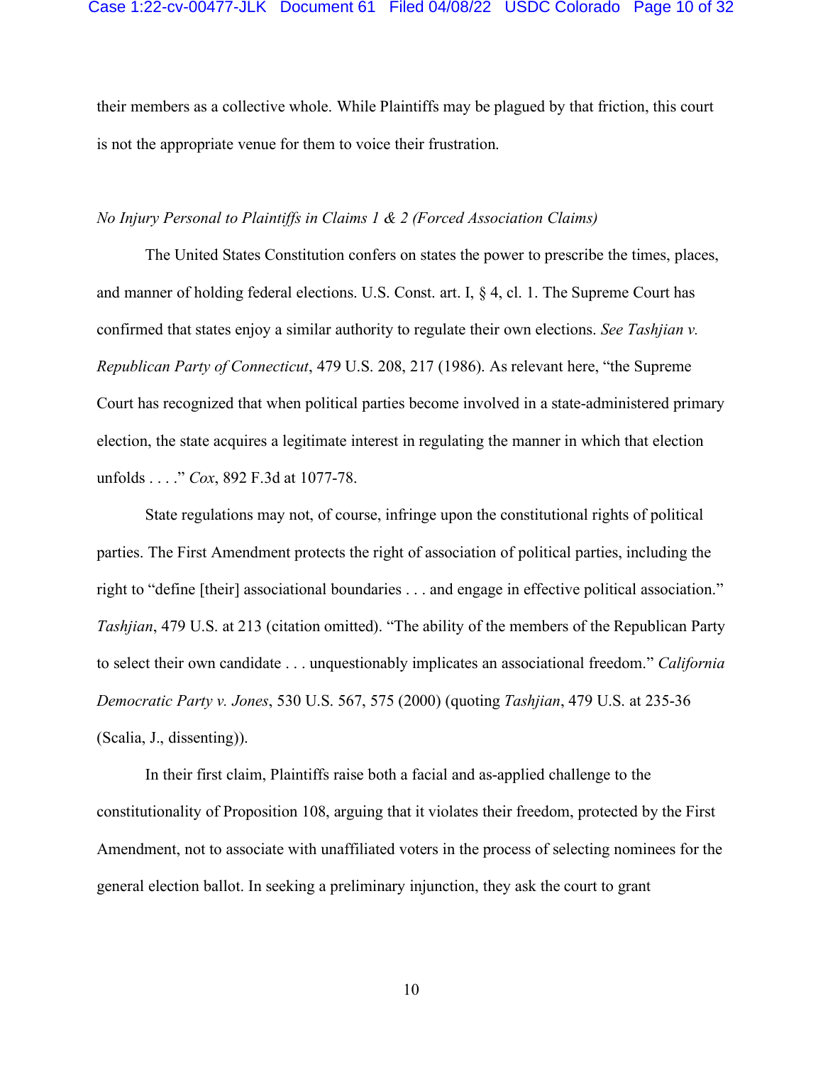their members as a collective whole. While Plaintiffs may be plagued by that friction, this court is not the appropriate venue for them to voice their frustration.

*No Injury Personal to Plaintiffs in Claims 1 & 2 (Forced Association Claims)*

The United States Constitution confers on states the power to prescribe the times, places, and manner of holding federal elections. U.S. Const. art. I, § 4, cl. 1. The Supreme Court has confirmed that states enjoy a similar authority to regulate their own elections. *See Tashjian v. Republican Party of Connecticut*, 479 U.S. 208, 217 (1986). As relevant here, "the Supreme Court has recognized that when political parties become involved in a state-administered primary election, the state acquires a legitimate interest in regulating the manner in which that election unfolds . . . ." *Cox*, 892 F.3d at 1077-78.

State regulations may not, of course, infringe upon the constitutional rights of political parties. The First Amendment protects the right of association of political parties, including the right to "define [their] associational boundaries . . . and engage in effective political association." *Tashjian*, 479 U.S. at 213 (citation omitted). "The ability of the members of the Republican Party to select their own candidate . . . unquestionably implicates an associational freedom." *California Democratic Party v. Jones*, 530 U.S. 567, 575 (2000) (quoting *Tashjian*, 479 U.S. at 235-36 (Scalia, J., dissenting)).

In their first claim, Plaintiffs raise both a facial and as-applied challenge to the constitutionality of Proposition 108, arguing that it violates their freedom, protected by the First Amendment, not to associate with unaffiliated voters in the process of selecting nominees for the general election ballot. In seeking a preliminary injunction, they ask the court to grant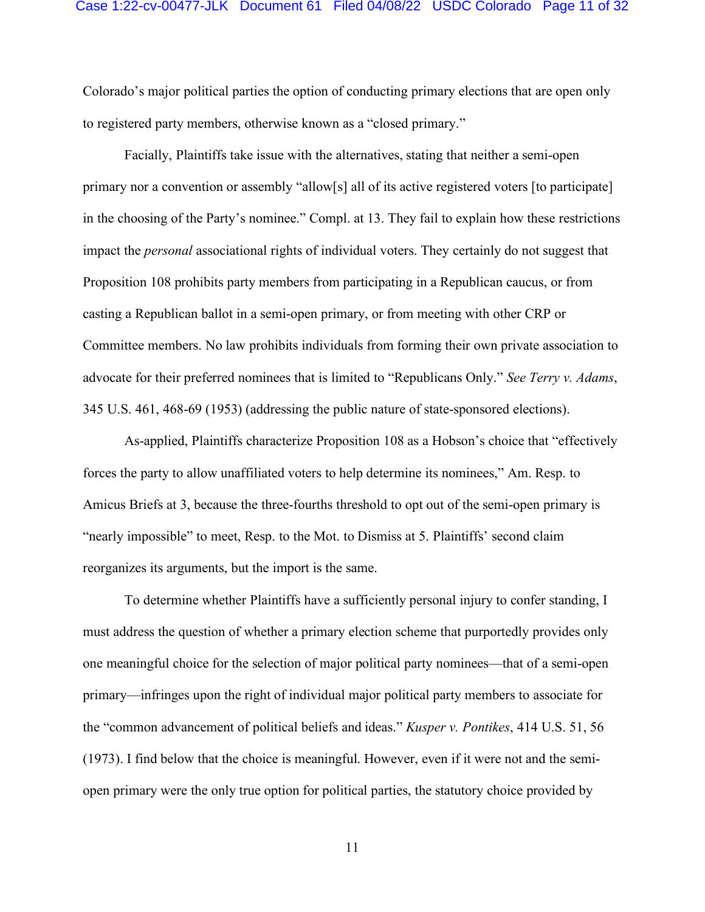Colorado's major political parties the option of conducting primary elections that are open only to registered party members, otherwise known as a "closed primary."

Facially, Plaintiffs take issue with the alternatives, stating that neither a semi-open primary nor a convention or assembly "allow[s] all of its active registered voters [to participate] in the choosing of the Party's nominee." Compl. at 13. They fail to explain how these restrictions impact the *personal* associational rights of individual voters. They certainly do not suggest that Proposition 108 prohibits party members from participating in a Republican caucus, or from casting a Republican ballot in a semi-open primary, or from meeting with other CRP or Committee members. No law prohibits individuals from forming their own private association to advocate for their preferred nominees that is limited to "Republicans Only." *See Terry v. Adams*, 345 U.S. 461, 468-69 (1953) (addressing the public nature of state-sponsored elections).

As-applied, Plaintiffs characterize Proposition 108 as a Hobson's choice that "effectively forces the party to allow unaffiliated voters to help determine its nominees," Am. Resp. to Amicus Briefs at 3, because the three-fourths threshold to opt out of the semi-open primary is "nearly impossible" to meet, Resp. to the Mot. to Dismiss at 5. Plaintiffs' second claim reorganizes its arguments, but the import is the same.

To determine whether Plaintiffs have a sufficiently personal injury to confer standing, I must address the question of whether a primary election scheme that purportedly provides only one meaningful choice for the selection of major political party nominees—that of a semi-open primary—infringes upon the right of individual major political party members to associate for the "common advancement of political beliefs and ideas." *Kusper v. Pontikes*, 414 U.S. 51, 56 (1973). I find below that the choice is meaningful. However, even if it were not and the semi-open primary were the only true option for political parties, the statutory choice provided by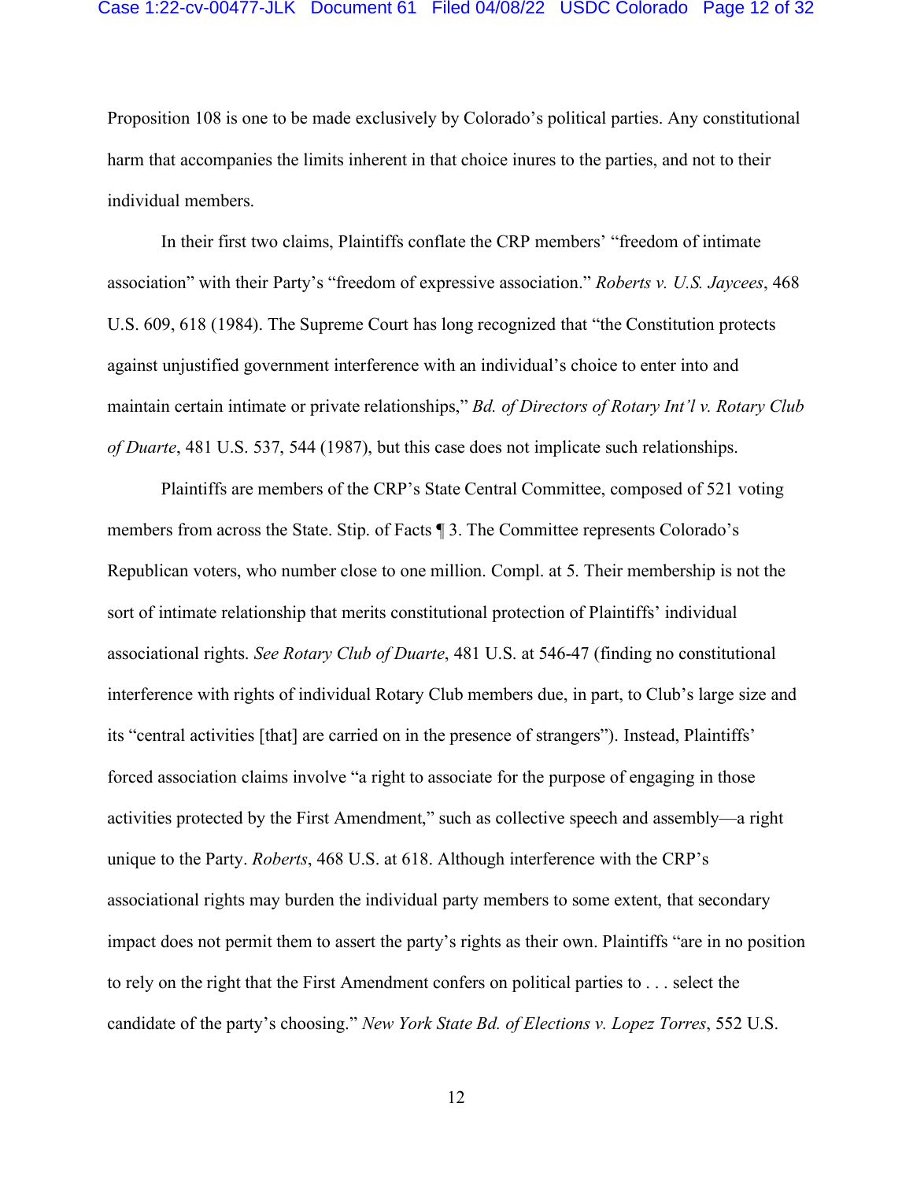Proposition 108 is one to be made exclusively by Colorado's political parties. Any constitutional harm that accompanies the limits inherent in that choice inures to the parties, and not to their individual members.

In their first two claims, Plaintiffs conflate the CRP members' "freedom of intimate association" with their Party's "freedom of expressive association." *Roberts v. U.S. Jaycees*, 468 U.S. 609, 618 (1984). The Supreme Court has long recognized that "the Constitution protects against unjustified government interference with an individual's choice to enter into and maintain certain intimate or private relationships," *Bd. of Directors of Rotary Int'l v. Rotary Club of Duarte*, 481 U.S. 537, 544 (1987), but this case does not implicate such relationships.

Plaintiffs are members of the CRP's State Central Committee, composed of 521 voting members from across the State. Stip. of Facts ¶ 3. The Committee represents Colorado's Republican voters, who number close to one million. Compl. at 5. Their membership is not the sort of intimate relationship that merits constitutional protection of Plaintiffs' individual associational rights. *See Rotary Club of Duarte*, 481 U.S. at 546-47 (finding no constitutional interference with rights of individual Rotary Club members due, in part, to Club's large size and its "central activities [that] are carried on in the presence of strangers"). Instead, Plaintiffs' forced association claims involve "a right to associate for the purpose of engaging in those activities protected by the First Amendment," such as collective speech and assembly—a right unique to the Party. *Roberts*, 468 U.S. at 618. Although interference with the CRP's associational rights may burden the individual party members to some extent, that secondary impact does not permit them to assert the party's rights as their own. Plaintiffs "are in no position to rely on the right that the First Amendment confers on political parties to . . . select the candidate of the party's choosing." *New York State Bd. of Elections v. Lopez Torres*, 552 U.S.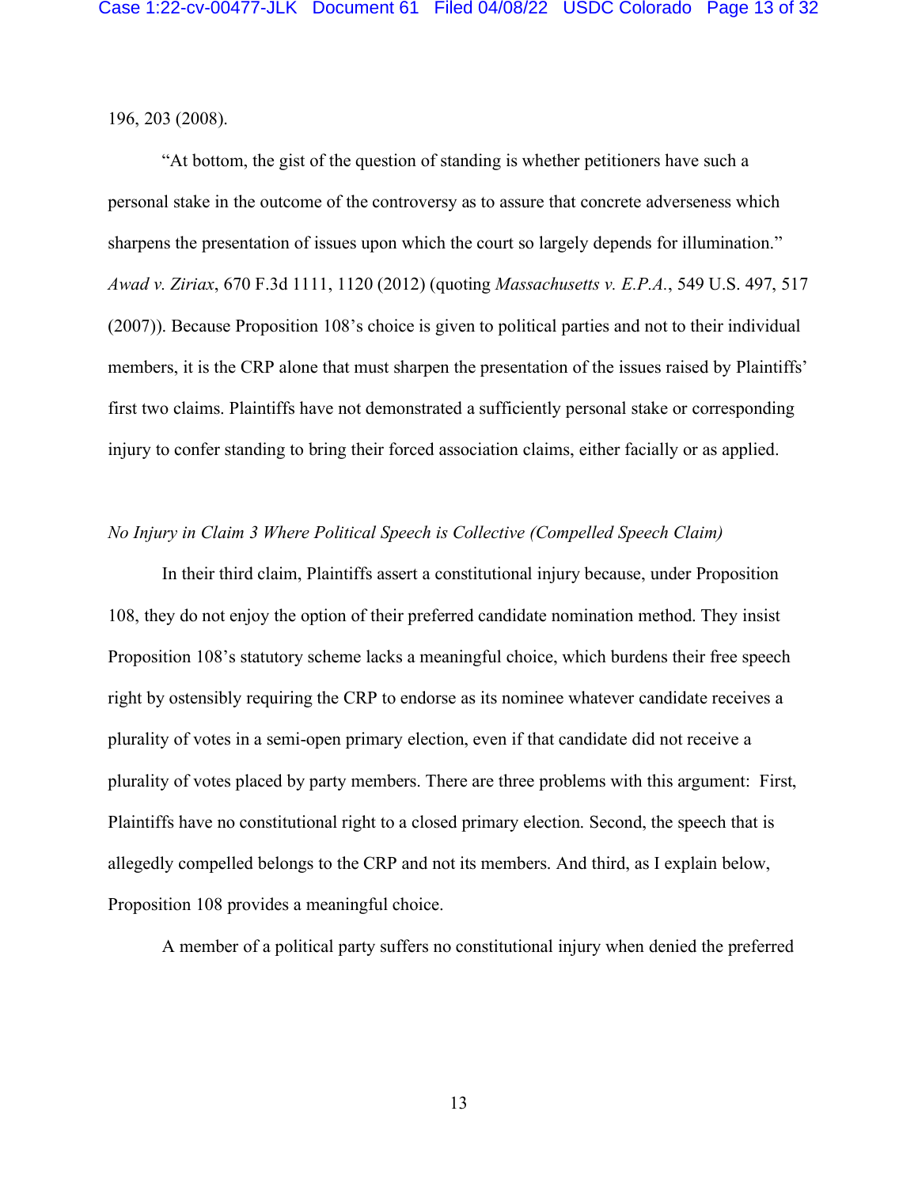196, 203 (2008).

"At bottom, the gist of the question of standing is whether petitioners have such a personal stake in the outcome of the controversy as to assure that concrete adverseness which sharpens the presentation of issues upon which the court so largely depends for illumination." *Awad v. Ziriax*, 670 F.3d 1111, 1120 (2012) (quoting *Massachusetts v. E.P.A.*, 549 U.S. 497, 517 (2007)). Because Proposition 108's choice is given to political parties and not to their individual members, it is the CRP alone that must sharpen the presentation of the issues raised by Plaintiffs' first two claims. Plaintiffs have not demonstrated a sufficiently personal stake or corresponding injury to confer standing to bring their forced association claims, either facially or as applied.

*No Injury in Claim 3 Where Political Speech is Collective (Compelled Speech Claim)*

In their third claim, Plaintiffs assert a constitutional injury because, under Proposition 108, they do not enjoy the option of their preferred candidate nomination method. They insist Proposition 108's statutory scheme lacks a meaningful choice, which burdens their free speech right by ostensibly requiring the CRP to endorse as its nominee whatever candidate receives a plurality of votes in a semi-open primary election, even if that candidate did not receive a plurality of votes placed by party members. There are three problems with this argument: First, Plaintiffs have no constitutional right to a closed primary election. Second, the speech that is allegedly compelled belongs to the CRP and not its members. And third, as I explain below, Proposition 108 provides a meaningful choice.

A member of a political party suffers no constitutional injury when denied the preferred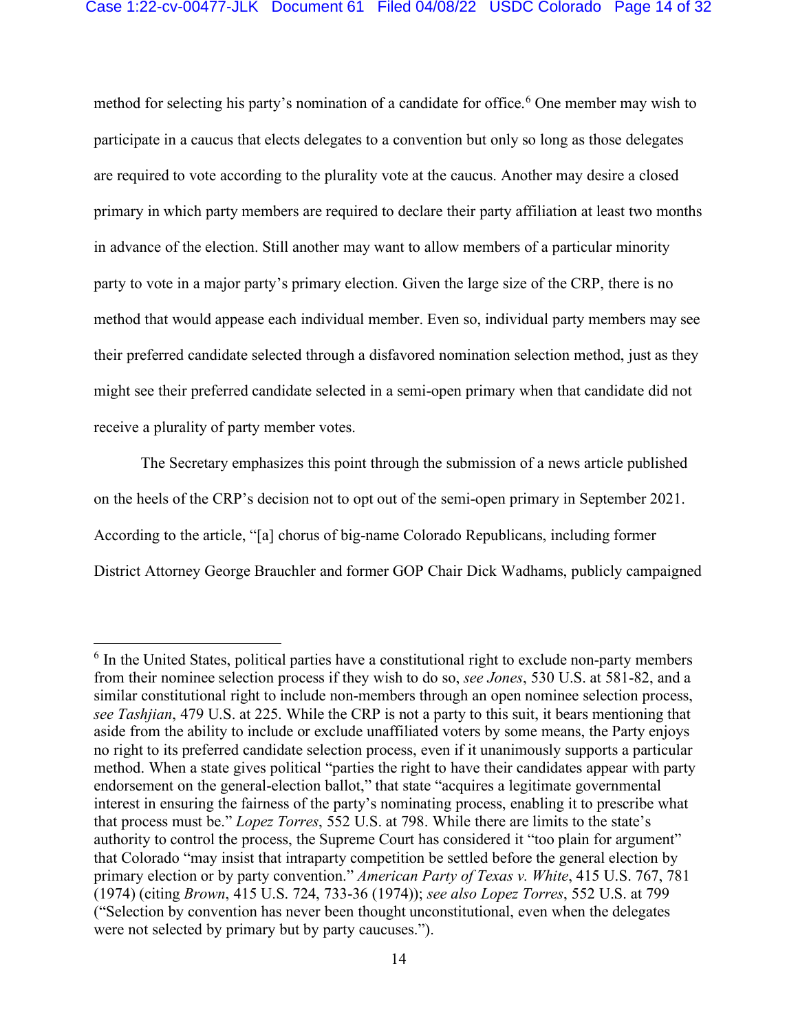method for selecting his party's nomination of a candidate for office.[6] One member may wish to participate in a caucus that elects delegates to a convention but only so long as those delegates are required to vote according to the plurality vote at the caucus. Another may desire a closed primary in which party members are required to declare their party affiliation at least two months in advance of the election. Still another may want to allow members of a particular minority party to vote in a major party's primary election. Given the large size of the CRP, there is no method that would appease each individual member. Even so, individual party members may see their preferred candidate selected through a disfavored nomination selection method, just as they might see their preferred candidate selected in a semi-open primary when that candidate did not receive a plurality of party member votes.

The Secretary emphasizes this point through the submission of a news article published on the heels of the CRP's decision not to opt out of the semi-open primary in September 2021. According to the article, "[a] chorus of big-name Colorado Republicans, including former District Attorney George Brauchler and former GOP Chair Dick Wadhams, publicly campaigned

---

[6] In the United States, political parties have a constitutional right to exclude non-party members from their nominee selection process if they wish to do so, *see Jones*, 530 U.S. at 581-82, and a similar constitutional right to include non-members through an open nominee selection process, *see Tashjian*, 479 U.S. at 225. While the CRP is not a party to this suit, it bears mentioning that aside from the ability to include or exclude unaffiliated voters by some means, the Party enjoys no right to its preferred candidate selection process, even if it unanimously supports a particular method. When a state gives political "parties the right to have their candidates appear with party endorsement on the general-election ballot," that state "acquires a legitimate governmental interest in ensuring the fairness of the party's nominating process, enabling it to prescribe what that process must be." *Lopez Torres*, 552 U.S. at 798. While there are limits to the state's authority to control the process, the Supreme Court has considered it "too plain for argument" that Colorado "may insist that intraparty competition be settled before the general election by primary election or by party convention." *American Party of Texas v. White*, 415 U.S. 767, 781 (1974) (citing *Brown*, 415 U.S. 724, 733-36 (1974)); *see also Lopez Torres*, 552 U.S. at 799 ("Selection by convention has never been thought unconstitutional, even when the delegates were not selected by primary but by party caucuses.").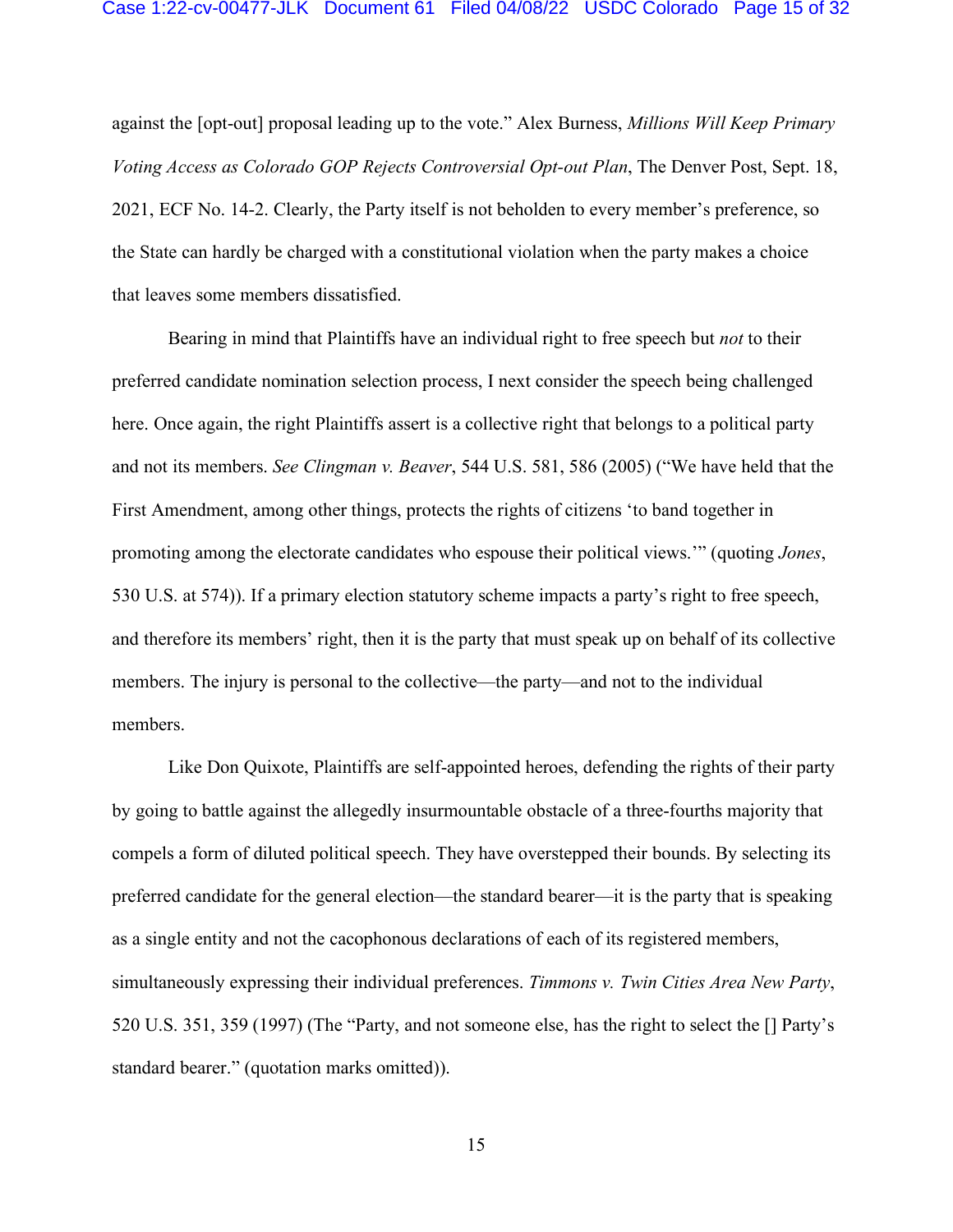against the [opt-out] proposal leading up to the vote." Alex Burness, *Millions Will Keep Primary Voting Access as Colorado GOP Rejects Controversial Opt-out Plan*, The Denver Post, Sept. 18, 2021, ECF No. 14-2. Clearly, the Party itself is not beholden to every member's preference, so the State can hardly be charged with a constitutional violation when the party makes a choice that leaves some members dissatisfied.

Bearing in mind that Plaintiffs have an individual right to free speech but *not* to their preferred candidate nomination selection process, I next consider the speech being challenged here. Once again, the right Plaintiffs assert is a collective right that belongs to a political party and not its members. *See Clingman v. Beaver*, 544 U.S. 581, 586 (2005) ("We have held that the First Amendment, among other things, protects the rights of citizens 'to band together in promoting among the electorate candidates who espouse their political views.'" (quoting *Jones*, 530 U.S. at 574)). If a primary election statutory scheme impacts a party's right to free speech, and therefore its members' right, then it is the party that must speak up on behalf of its collective members. The injury is personal to the collective—the party—and not to the individual members.

Like Don Quixote, Plaintiffs are self-appointed heroes, defending the rights of their party by going to battle against the allegedly insurmountable obstacle of a three-fourths majority that compels a form of diluted political speech. They have overstepped their bounds. By selecting its preferred candidate for the general election—the standard bearer—it is the party that is speaking as a single entity and not the cacophonous declarations of each of its registered members, simultaneously expressing their individual preferences. *Timmons v. Twin Cities Area New Party*, 520 U.S. 351, 359 (1997) (The "Party, and not someone else, has the right to select the [] Party's standard bearer." (quotation marks omitted)).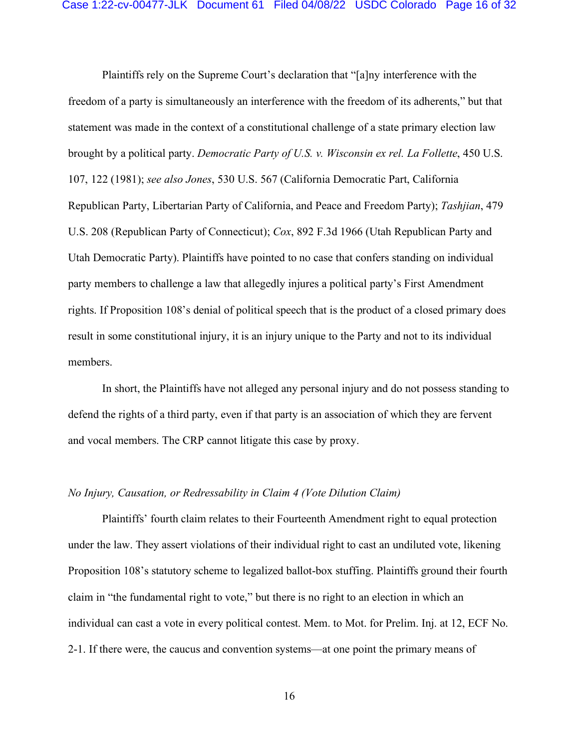Plaintiffs rely on the Supreme Court's declaration that "[a]ny interference with the freedom of a party is simultaneously an interference with the freedom of its adherents," but that statement was made in the context of a constitutional challenge of a state primary election law brought by a political party. *Democratic Party of U.S. v. Wisconsin ex rel. La Follette*, 450 U.S. 107, 122 (1981); *see also Jones*, 530 U.S. 567 (California Democratic Part, California Republican Party, Libertarian Party of California, and Peace and Freedom Party); *Tashjian*, 479 U.S. 208 (Republican Party of Connecticut); *Cox*, 892 F.3d 1966 (Utah Republican Party and Utah Democratic Party). Plaintiffs have pointed to no case that confers standing on individual party members to challenge a law that allegedly injures a political party's First Amendment rights. If Proposition 108's denial of political speech that is the product of a closed primary does result in some constitutional injury, it is an injury unique to the Party and not to its individual members.

In short, the Plaintiffs have not alleged any personal injury and do not possess standing to defend the rights of a third party, even if that party is an association of which they are fervent and vocal members. The CRP cannot litigate this case by proxy.

*No Injury, Causation, or Redressability in Claim 4 (Vote Dilution Claim)*

Plaintiffs' fourth claim relates to their Fourteenth Amendment right to equal protection under the law. They assert violations of their individual right to cast an undiluted vote, likening Proposition 108's statutory scheme to legalized ballot-box stuffing. Plaintiffs ground their fourth claim in "the fundamental right to vote," but there is no right to an election in which an individual can cast a vote in every political contest. Mem. to Mot. for Prelim. Inj. at 12, ECF No. 2-1. If there were, the caucus and convention systems—at one point the primary means of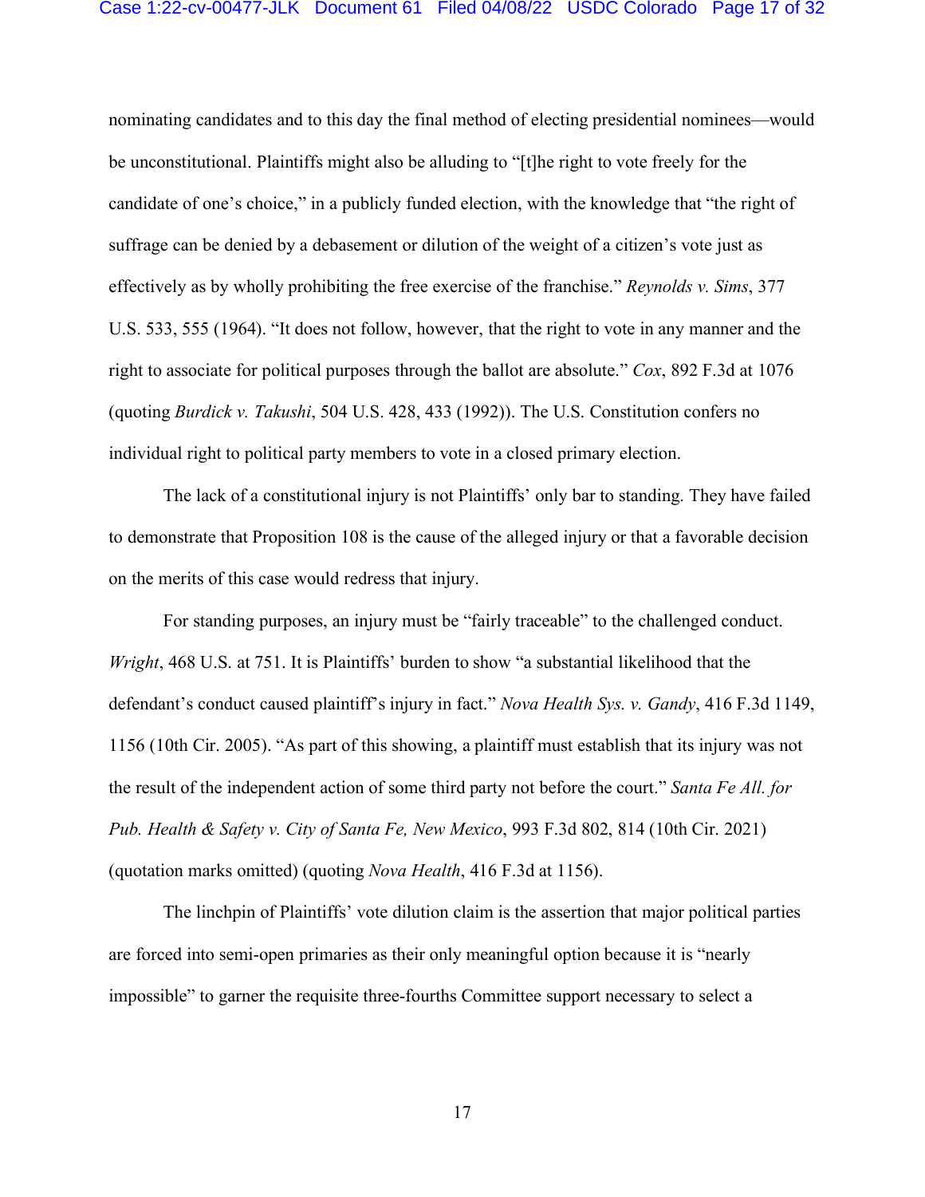nominating candidates and to this day the final method of electing presidential nominees—would be unconstitutional. Plaintiffs might also be alluding to "[t]he right to vote freely for the candidate of one's choice," in a publicly funded election, with the knowledge that "the right of suffrage can be denied by a debasement or dilution of the weight of a citizen's vote just as effectively as by wholly prohibiting the free exercise of the franchise." *Reynolds v. Sims*, 377 U.S. 533, 555 (1964). "It does not follow, however, that the right to vote in any manner and the right to associate for political purposes through the ballot are absolute." *Cox*, 892 F.3d at 1076 (quoting *Burdick v. Takushi*, 504 U.S. 428, 433 (1992)). The U.S. Constitution confers no individual right to political party members to vote in a closed primary election.

The lack of a constitutional injury is not Plaintiffs' only bar to standing. They have failed to demonstrate that Proposition 108 is the cause of the alleged injury or that a favorable decision on the merits of this case would redress that injury.

For standing purposes, an injury must be "fairly traceable" to the challenged conduct. *Wright*, 468 U.S. at 751. It is Plaintiffs' burden to show "a substantial likelihood that the defendant's conduct caused plaintiff's injury in fact." *Nova Health Sys. v. Gandy*, 416 F.3d 1149, 1156 (10th Cir. 2005). "As part of this showing, a plaintiff must establish that its injury was not the result of the independent action of some third party not before the court." *Santa Fe All. for Pub. Health & Safety v. City of Santa Fe, New Mexico*, 993 F.3d 802, 814 (10th Cir. 2021) (quotation marks omitted) (quoting *Nova Health*, 416 F.3d at 1156).

The linchpin of Plaintiffs' vote dilution claim is the assertion that major political parties are forced into semi-open primaries as their only meaningful option because it is "nearly impossible" to garner the requisite three-fourths Committee support necessary to select a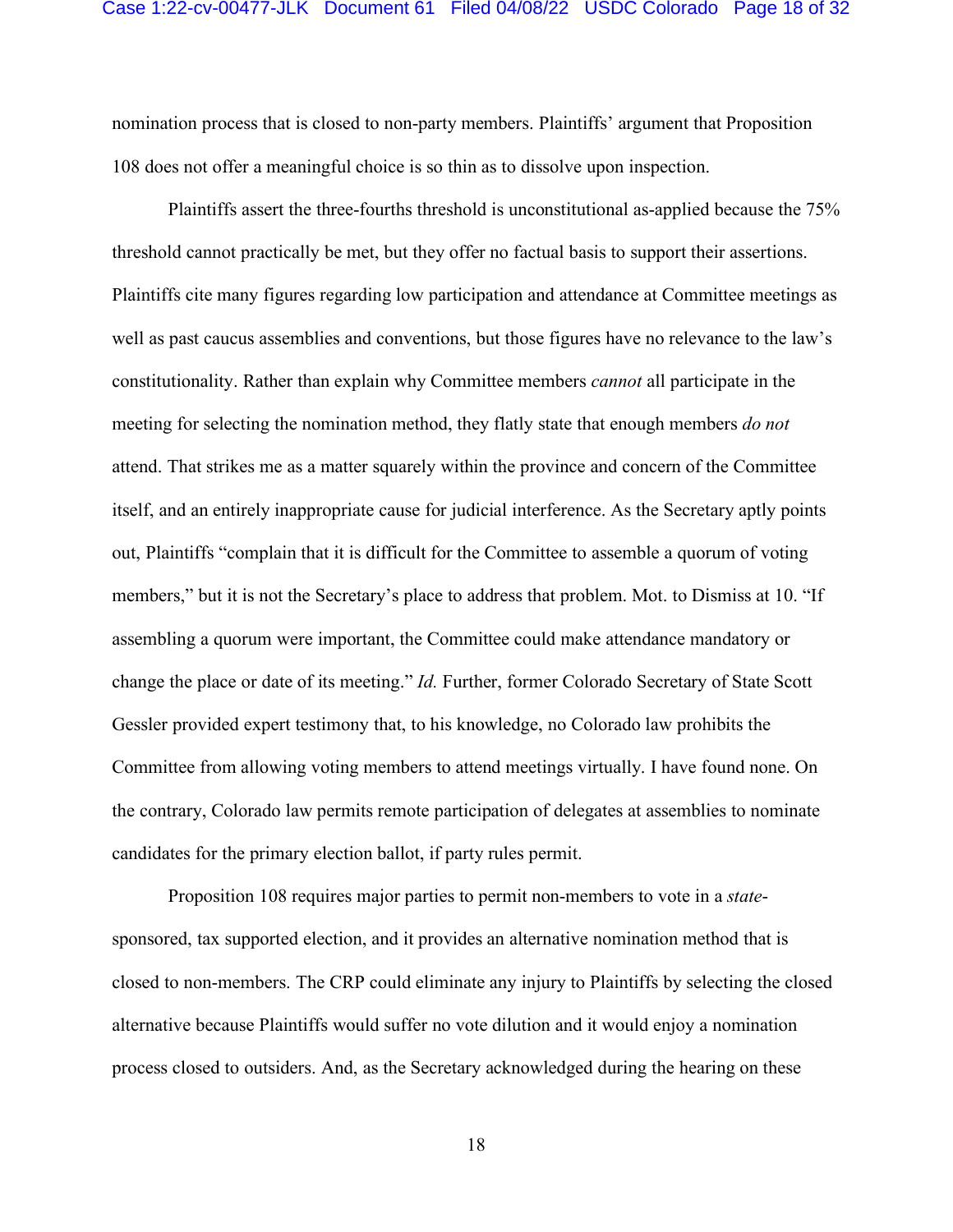nomination process that is closed to non-party members. Plaintiffs' argument that Proposition 108 does not offer a meaningful choice is so thin as to dissolve upon inspection.

Plaintiffs assert the three-fourths threshold is unconstitutional as-applied because the 75% threshold cannot practically be met, but they offer no factual basis to support their assertions. Plaintiffs cite many figures regarding low participation and attendance at Committee meetings as well as past caucus assemblies and conventions, but those figures have no relevance to the law's constitutionality. Rather than explain why Committee members *cannot* all participate in the meeting for selecting the nomination method, they flatly state that enough members *do not* attend. That strikes me as a matter squarely within the province and concern of the Committee itself, and an entirely inappropriate cause for judicial interference. As the Secretary aptly points out, Plaintiffs "complain that it is difficult for the Committee to assemble a quorum of voting members," but it is not the Secretary's place to address that problem. Mot. to Dismiss at 10. "If assembling a quorum were important, the Committee could make attendance mandatory or change the place or date of its meeting." *Id.* Further, former Colorado Secretary of State Scott Gessler provided expert testimony that, to his knowledge, no Colorado law prohibits the Committee from allowing voting members to attend meetings virtually. I have found none. On the contrary, Colorado law permits remote participation of delegates at assemblies to nominate candidates for the primary election ballot, if party rules permit.

Proposition 108 requires major parties to permit non-members to vote in a *state*-sponsored, tax supported election, and it provides an alternative nomination method that is closed to non-members. The CRP could eliminate any injury to Plaintiffs by selecting the closed alternative because Plaintiffs would suffer no vote dilution and it would enjoy a nomination process closed to outsiders. And, as the Secretary acknowledged during the hearing on these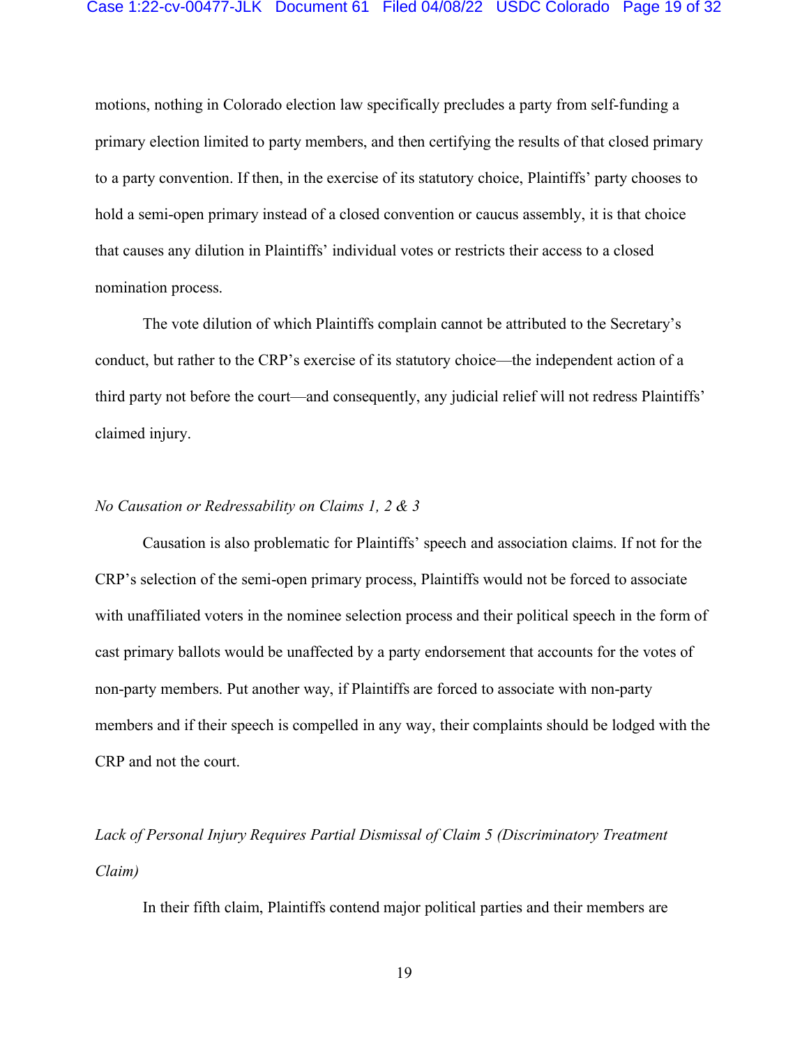motions, nothing in Colorado election law specifically precludes a party from self-funding a primary election limited to party members, and then certifying the results of that closed primary to a party convention. If then, in the exercise of its statutory choice, Plaintiffs' party chooses to hold a semi-open primary instead of a closed convention or caucus assembly, it is that choice that causes any dilution in Plaintiffs' individual votes or restricts their access to a closed nomination process.

The vote dilution of which Plaintiffs complain cannot be attributed to the Secretary's conduct, but rather to the CRP's exercise of its statutory choice—the independent action of a third party not before the court—and consequently, any judicial relief will not redress Plaintiffs' claimed injury.

*No Causation or Redressability on Claims 1, 2 & 3*

Causation is also problematic for Plaintiffs' speech and association claims. If not for the CRP's selection of the semi-open primary process, Plaintiffs would not be forced to associate with unaffiliated voters in the nominee selection process and their political speech in the form of cast primary ballots would be unaffected by a party endorsement that accounts for the votes of non-party members. Put another way, if Plaintiffs are forced to associate with non-party members and if their speech is compelled in any way, their complaints should be lodged with the CRP and not the court.

*Lack of Personal Injury Requires Partial Dismissal of Claim 5 (Discriminatory Treatment Claim)*

In their fifth claim, Plaintiffs contend major political parties and their members are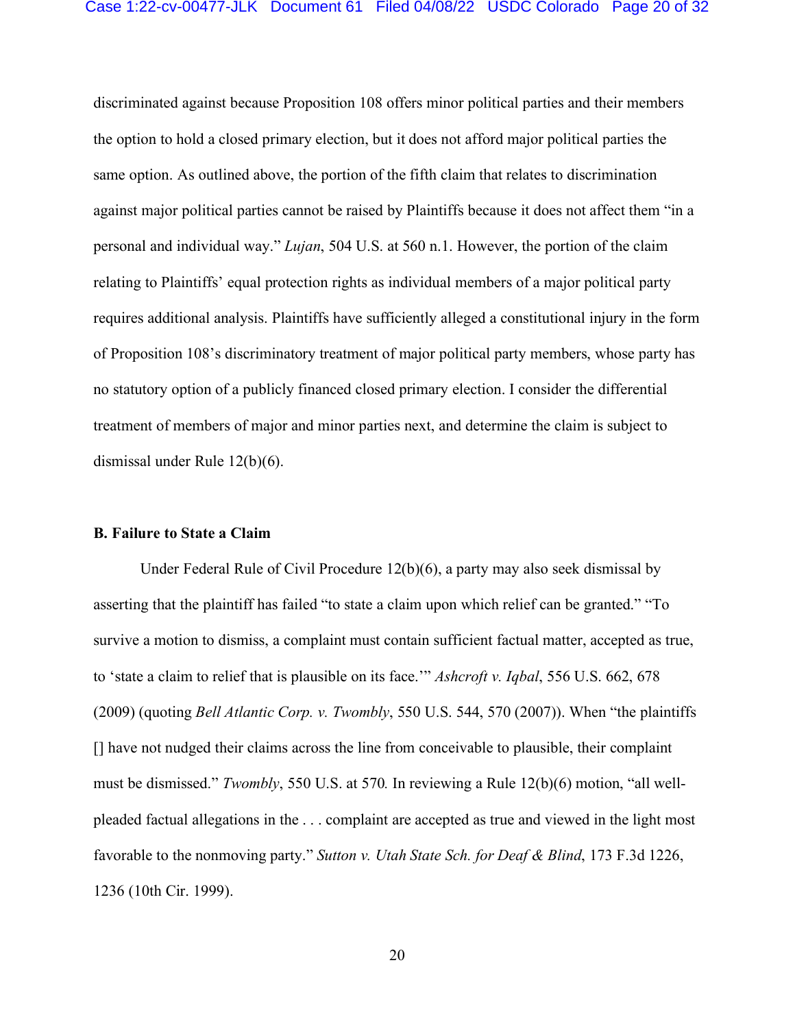discriminated against because Proposition 108 offers minor political parties and their members the option to hold a closed primary election, but it does not afford major political parties the same option. As outlined above, the portion of the fifth claim that relates to discrimination against major political parties cannot be raised by Plaintiffs because it does not affect them "in a personal and individual way." *Lujan*, 504 U.S. at 560 n.1. However, the portion of the claim relating to Plaintiffs' equal protection rights as individual members of a major political party requires additional analysis. Plaintiffs have sufficiently alleged a constitutional injury in the form of Proposition 108's discriminatory treatment of major political party members, whose party has no statutory option of a publicly financed closed primary election. I consider the differential treatment of members of major and minor parties next, and determine the claim is subject to dismissal under Rule 12(b)(6).

**B. Failure to State a Claim**

Under Federal Rule of Civil Procedure 12(b)(6), a party may also seek dismissal by asserting that the plaintiff has failed "to state a claim upon which relief can be granted." "To survive a motion to dismiss, a complaint must contain sufficient factual matter, accepted as true, to 'state a claim to relief that is plausible on its face.'" *Ashcroft v. Iqbal*, 556 U.S. 662, 678 (2009) (quoting *Bell Atlantic Corp. v. Twombly*, 550 U.S. 544, 570 (2007)). When "the plaintiffs [] have not nudged their claims across the line from conceivable to plausible, their complaint must be dismissed." *Twombly*, 550 U.S. at 570. In reviewing a Rule 12(b)(6) motion, "all well-pleaded factual allegations in the . . . complaint are accepted as true and viewed in the light most favorable to the nonmoving party." *Sutton v. Utah State Sch. for Deaf & Blind*, 173 F.3d 1226, 1236 (10th Cir. 1999).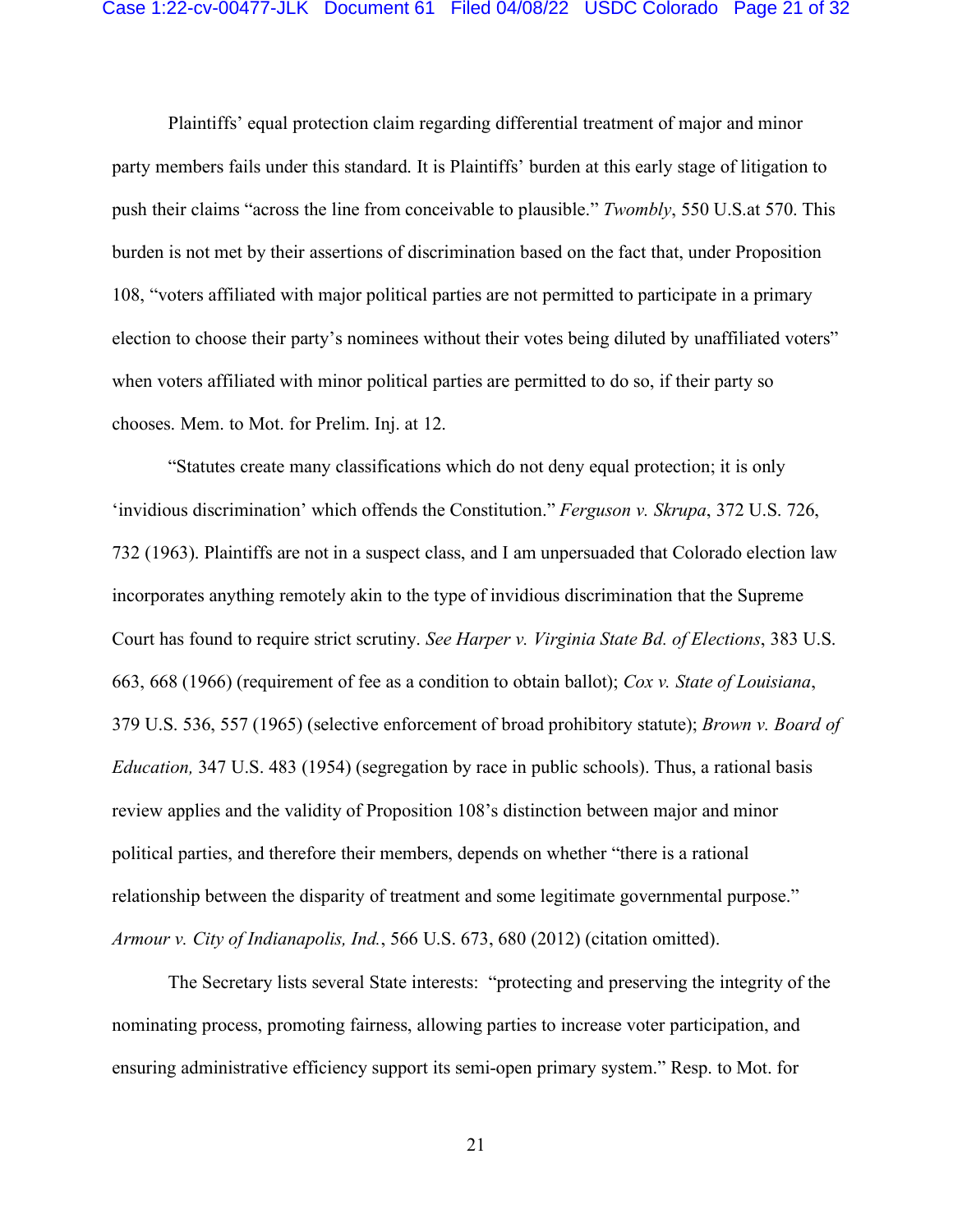Plaintiffs' equal protection claim regarding differential treatment of major and minor party members fails under this standard. It is Plaintiffs' burden at this early stage of litigation to push their claims "across the line from conceivable to plausible." *Twombly*, 550 U.S.at 570. This burden is not met by their assertions of discrimination based on the fact that, under Proposition 108, "voters affiliated with major political parties are not permitted to participate in a primary election to choose their party's nominees without their votes being diluted by unaffiliated voters" when voters affiliated with minor political parties are permitted to do so, if their party so chooses. Mem. to Mot. for Prelim. Inj. at 12.

"Statutes create many classifications which do not deny equal protection; it is only 'invidious discrimination' which offends the Constitution." *Ferguson v. Skrupa*, 372 U.S. 726, 732 (1963). Plaintiffs are not in a suspect class, and I am unpersuaded that Colorado election law incorporates anything remotely akin to the type of invidious discrimination that the Supreme Court has found to require strict scrutiny. *See Harper v. Virginia State Bd. of Elections*, 383 U.S. 663, 668 (1966) (requirement of fee as a condition to obtain ballot); *Cox v. State of Louisiana*, 379 U.S. 536, 557 (1965) (selective enforcement of broad prohibitory statute); *Brown v. Board of Education,* 347 U.S. 483 (1954) (segregation by race in public schools). Thus, a rational basis review applies and the validity of Proposition 108's distinction between major and minor political parties, and therefore their members, depends on whether "there is a rational relationship between the disparity of treatment and some legitimate governmental purpose." *Armour v. City of Indianapolis, Ind.*, 566 U.S. 673, 680 (2012) (citation omitted).

The Secretary lists several State interests: "protecting and preserving the integrity of the nominating process, promoting fairness, allowing parties to increase voter participation, and ensuring administrative efficiency support its semi-open primary system." Resp. to Mot. for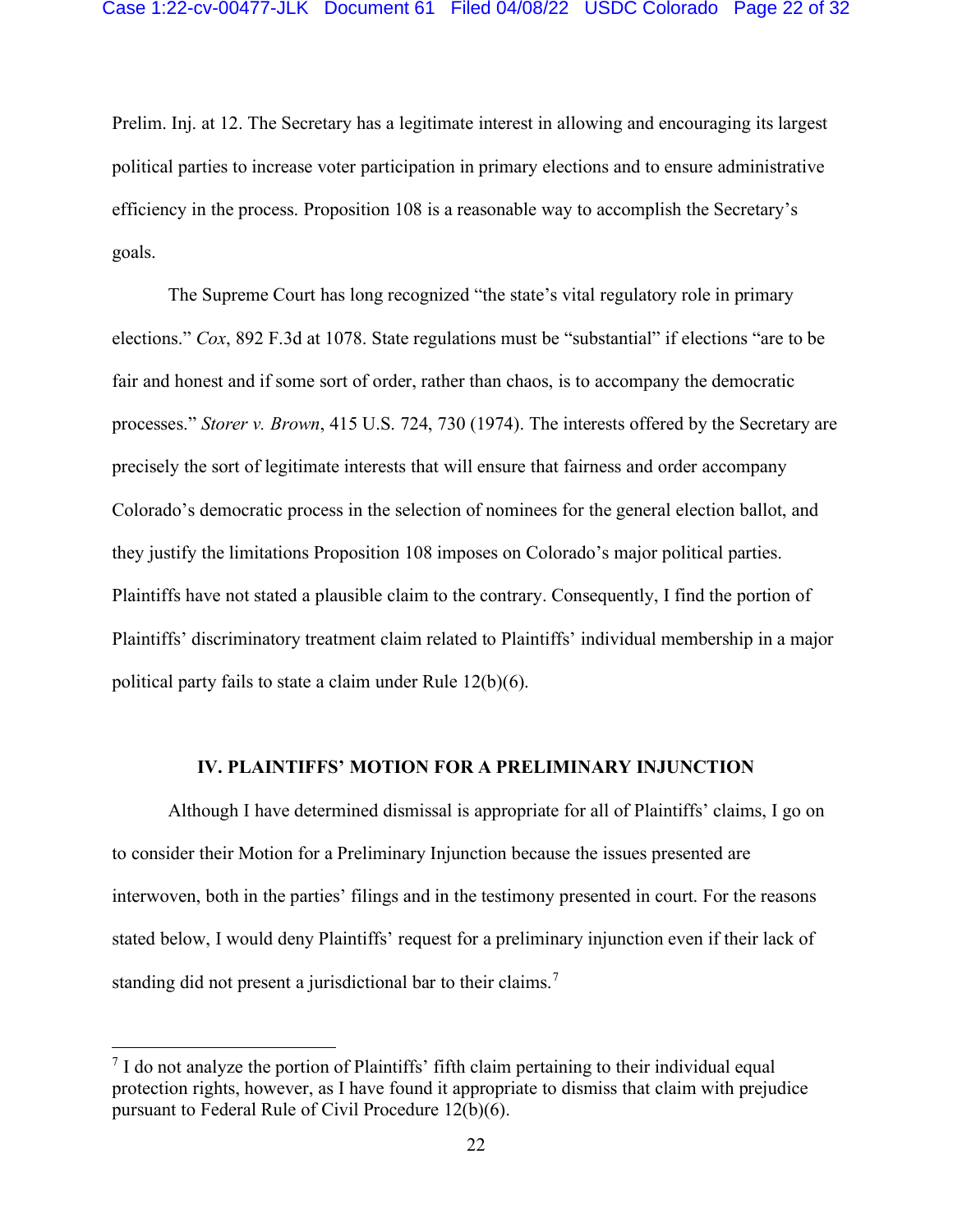Prelim. Inj. at 12. The Secretary has a legitimate interest in allowing and encouraging its largest political parties to increase voter participation in primary elections and to ensure administrative efficiency in the process. Proposition 108 is a reasonable way to accomplish the Secretary's goals.

The Supreme Court has long recognized "the state's vital regulatory role in primary elections." *Cox*, 892 F.3d at 1078. State regulations must be "substantial" if elections "are to be fair and honest and if some sort of order, rather than chaos, is to accompany the democratic processes." *Storer v. Brown*, 415 U.S. 724, 730 (1974). The interests offered by the Secretary are precisely the sort of legitimate interests that will ensure that fairness and order accompany Colorado's democratic process in the selection of nominees for the general election ballot, and they justify the limitations Proposition 108 imposes on Colorado's major political parties. Plaintiffs have not stated a plausible claim to the contrary. Consequently, I find the portion of Plaintiffs' discriminatory treatment claim related to Plaintiffs' individual membership in a major political party fails to state a claim under Rule 12(b)(6).

## IV. PLAINTIFFS' MOTION FOR A PRELIMINARY INJUNCTION

Although I have determined dismissal is appropriate for all of Plaintiffs' claims, I go on to consider their Motion for a Preliminary Injunction because the issues presented are interwoven, both in the parties' filings and in the testimony presented in court. For the reasons stated below, I would deny Plaintiffs' request for a preliminary injunction even if their lack of standing did not present a jurisdictional bar to their claims.[7]

[7] I do not analyze the portion of Plaintiffs' fifth claim pertaining to their individual equal protection rights, however, as I have found it appropriate to dismiss that claim with prejudice pursuant to Federal Rule of Civil Procedure 12(b)(6).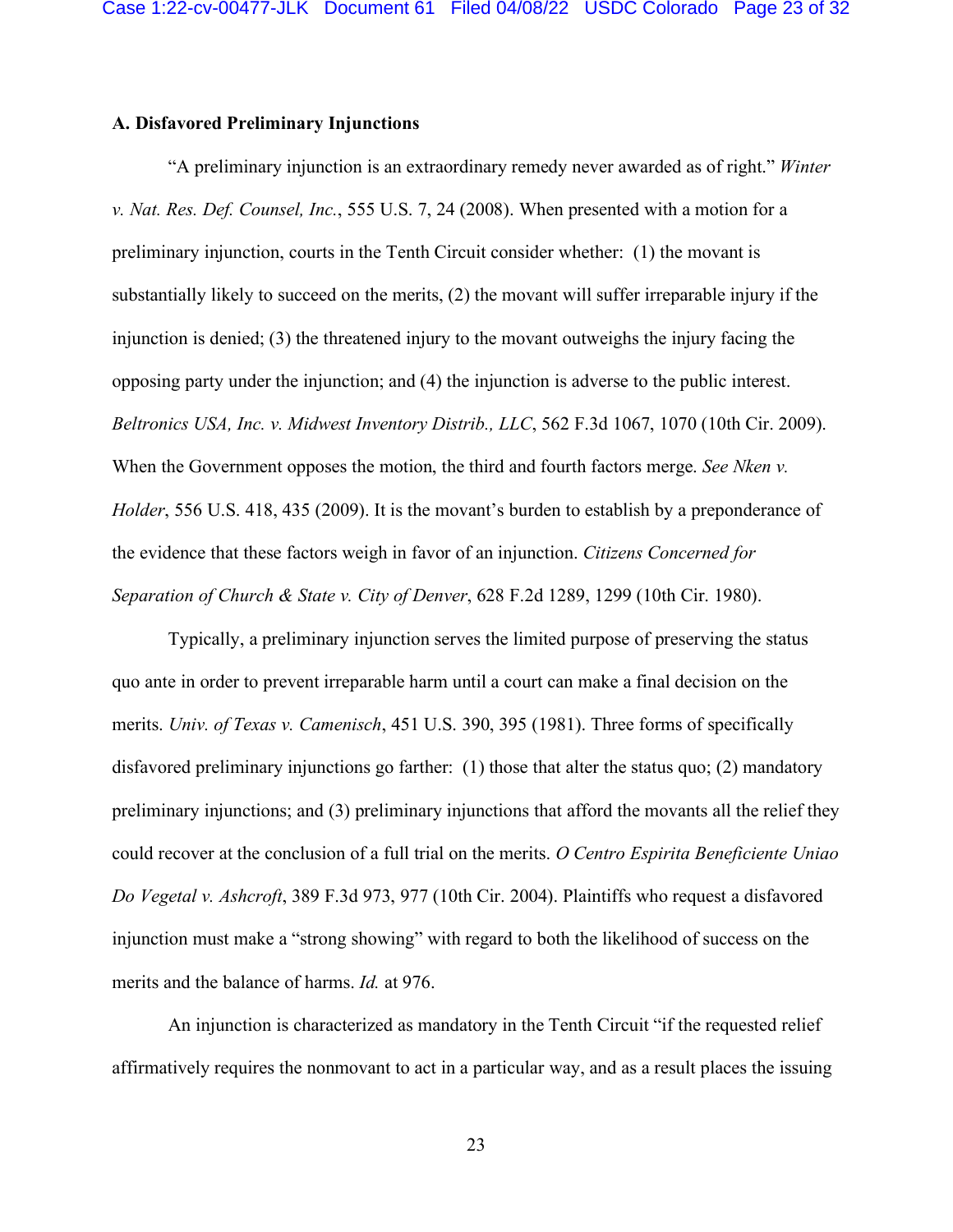**A. Disfavored Preliminary Injunctions**

"A preliminary injunction is an extraordinary remedy never awarded as of right." *Winter v. Nat. Res. Def. Counsel, Inc.*, 555 U.S. 7, 24 (2008). When presented with a motion for a preliminary injunction, courts in the Tenth Circuit consider whether: (1) the movant is substantially likely to succeed on the merits, (2) the movant will suffer irreparable injury if the injunction is denied; (3) the threatened injury to the movant outweighs the injury facing the opposing party under the injunction; and (4) the injunction is adverse to the public interest. *Beltronics USA, Inc. v. Midwest Inventory Distrib., LLC*, 562 F.3d 1067, 1070 (10th Cir. 2009). When the Government opposes the motion, the third and fourth factors merge. *See Nken v. Holder*, 556 U.S. 418, 435 (2009). It is the movant's burden to establish by a preponderance of the evidence that these factors weigh in favor of an injunction. *Citizens Concerned for Separation of Church & State v. City of Denver*, 628 F.2d 1289, 1299 (10th Cir. 1980).

Typically, a preliminary injunction serves the limited purpose of preserving the status quo ante in order to prevent irreparable harm until a court can make a final decision on the merits. *Univ. of Texas v. Camenisch*, 451 U.S. 390, 395 (1981). Three forms of specifically disfavored preliminary injunctions go farther: (1) those that alter the status quo; (2) mandatory preliminary injunctions; and (3) preliminary injunctions that afford the movants all the relief they could recover at the conclusion of a full trial on the merits. *O Centro Espirita Beneficiente Uniao Do Vegetal v. Ashcroft*, 389 F.3d 973, 977 (10th Cir. 2004). Plaintiffs who request a disfavored injunction must make a "strong showing" with regard to both the likelihood of success on the merits and the balance of harms. *Id.* at 976.

An injunction is characterized as mandatory in the Tenth Circuit "if the requested relief affirmatively requires the nonmovant to act in a particular way, and as a result places the issuing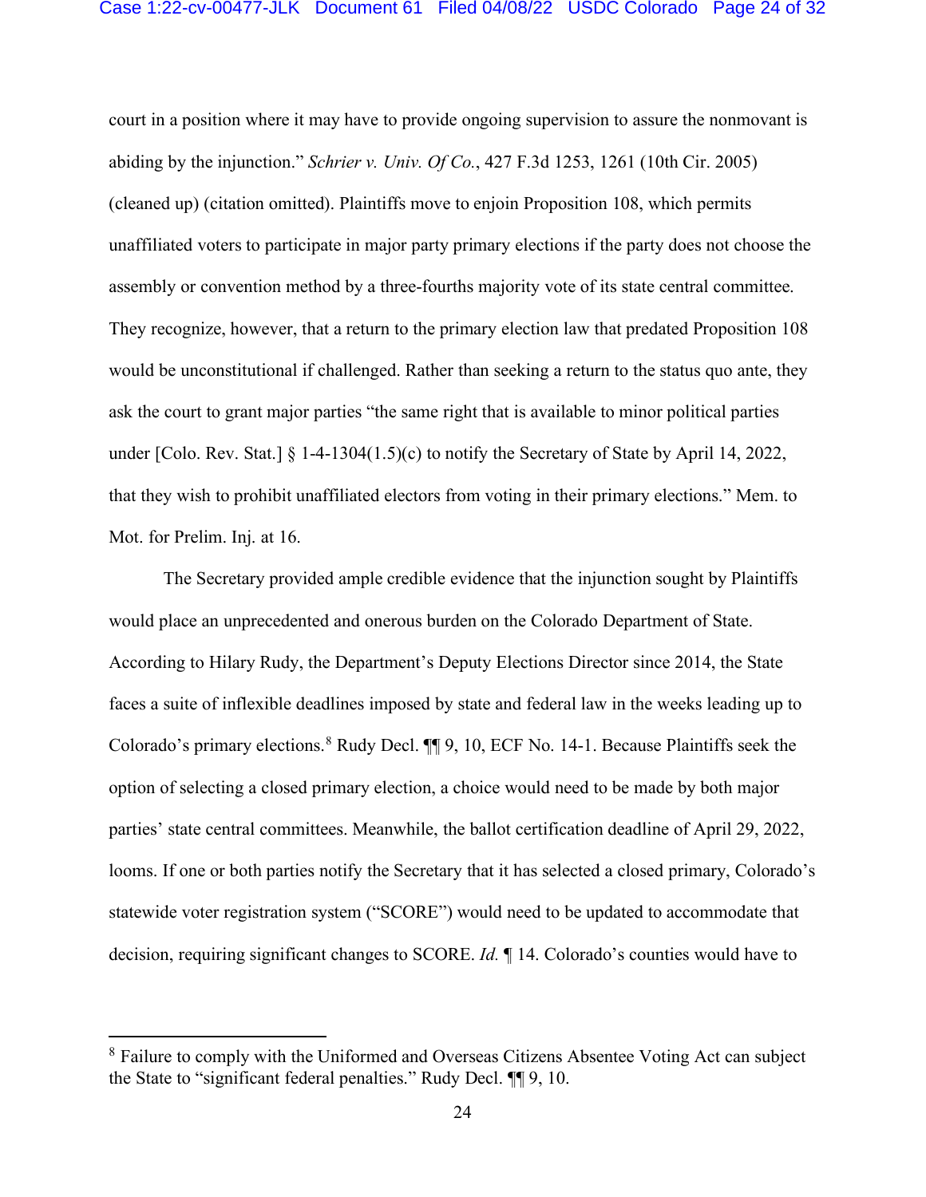court in a position where it may have to provide ongoing supervision to assure the nonmovant is abiding by the injunction." *Schrier v. Univ. Of Co.*, 427 F.3d 1253, 1261 (10th Cir. 2005) (cleaned up) (citation omitted). Plaintiffs move to enjoin Proposition 108, which permits unaffiliated voters to participate in major party primary elections if the party does not choose the assembly or convention method by a three-fourths majority vote of its state central committee. They recognize, however, that a return to the primary election law that predated Proposition 108 would be unconstitutional if challenged. Rather than seeking a return to the status quo ante, they ask the court to grant major parties "the same right that is available to minor political parties under [Colo. Rev. Stat.] § 1-4-1304(1.5)(c) to notify the Secretary of State by April 14, 2022, that they wish to prohibit unaffiliated electors from voting in their primary elections." Mem. to Mot. for Prelim. Inj. at 16.

The Secretary provided ample credible evidence that the injunction sought by Plaintiffs would place an unprecedented and onerous burden on the Colorado Department of State. According to Hilary Rudy, the Department's Deputy Elections Director since 2014, the State faces a suite of inflexible deadlines imposed by state and federal law in the weeks leading up to Colorado's primary elections.[8] Rudy Decl. ¶¶ 9, 10, ECF No. 14-1. Because Plaintiffs seek the option of selecting a closed primary election, a choice would need to be made by both major parties' state central committees. Meanwhile, the ballot certification deadline of April 29, 2022, looms. If one or both parties notify the Secretary that it has selected a closed primary, Colorado's statewide voter registration system ("SCORE") would need to be updated to accommodate that decision, requiring significant changes to SCORE. *Id.* ¶ 14. Colorado's counties would have to

[8] Failure to comply with the Uniformed and Overseas Citizens Absentee Voting Act can subject the State to "significant federal penalties." Rudy Decl. ¶¶ 9, 10.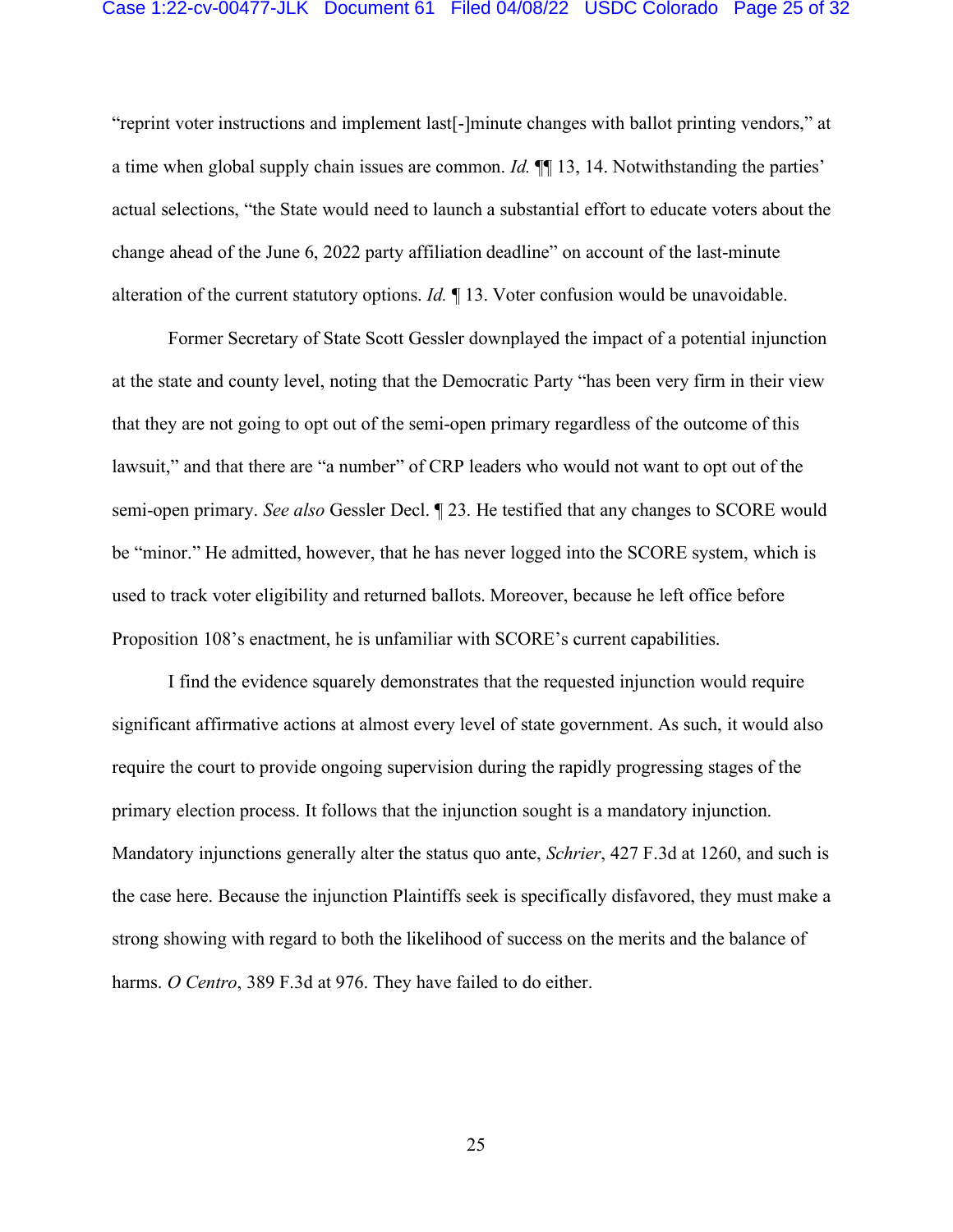"reprint voter instructions and implement last[-]minute changes with ballot printing vendors," at a time when global supply chain issues are common. *Id.* ¶¶ 13, 14. Notwithstanding the parties' actual selections, "the State would need to launch a substantial effort to educate voters about the change ahead of the June 6, 2022 party affiliation deadline" on account of the last-minute alteration of the current statutory options. *Id.* ¶ 13. Voter confusion would be unavoidable.

Former Secretary of State Scott Gessler downplayed the impact of a potential injunction at the state and county level, noting that the Democratic Party "has been very firm in their view that they are not going to opt out of the semi-open primary regardless of the outcome of this lawsuit," and that there are "a number" of CRP leaders who would not want to opt out of the semi-open primary. *See also* Gessler Decl. ¶ 23. He testified that any changes to SCORE would be "minor." He admitted, however, that he has never logged into the SCORE system, which is used to track voter eligibility and returned ballots. Moreover, because he left office before Proposition 108's enactment, he is unfamiliar with SCORE's current capabilities.

I find the evidence squarely demonstrates that the requested injunction would require significant affirmative actions at almost every level of state government. As such, it would also require the court to provide ongoing supervision during the rapidly progressing stages of the primary election process. It follows that the injunction sought is a mandatory injunction. Mandatory injunctions generally alter the status quo ante, *Schrier*, 427 F.3d at 1260, and such is the case here. Because the injunction Plaintiffs seek is specifically disfavored, they must make a strong showing with regard to both the likelihood of success on the merits and the balance of harms. *O Centro*, 389 F.3d at 976. They have failed to do either.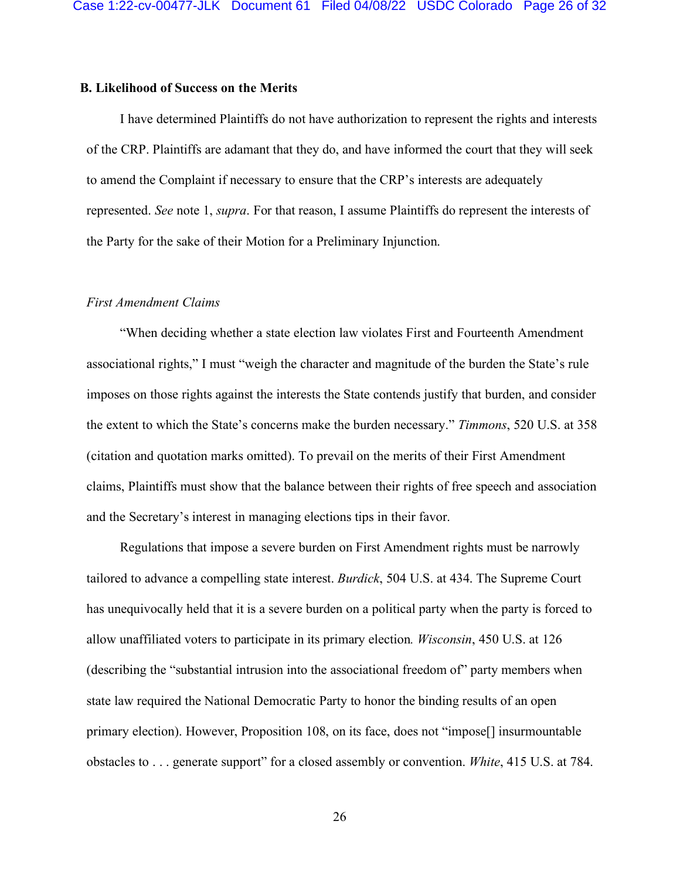### B. Likelihood of Success on the Merits

I have determined Plaintiffs do not have authorization to represent the rights and interests of the CRP. Plaintiffs are adamant that they do, and have informed the court that they will seek to amend the Complaint if necessary to ensure that the CRP's interests are adequately represented. *See* note 1, *supra*. For that reason, I assume Plaintiffs do represent the interests of the Party for the sake of their Motion for a Preliminary Injunction.

*First Amendment Claims*

"When deciding whether a state election law violates First and Fourteenth Amendment associational rights," I must "weigh the character and magnitude of the burden the State's rule imposes on those rights against the interests the State contends justify that burden, and consider the extent to which the State's concerns make the burden necessary." *Timmons*, 520 U.S. at 358 (citation and quotation marks omitted). To prevail on the merits of their First Amendment claims, Plaintiffs must show that the balance between their rights of free speech and association and the Secretary's interest in managing elections tips in their favor.

Regulations that impose a severe burden on First Amendment rights must be narrowly tailored to advance a compelling state interest. *Burdick*, 504 U.S. at 434. The Supreme Court has unequivocally held that it is a severe burden on a political party when the party is forced to allow unaffiliated voters to participate in its primary election. *Wisconsin*, 450 U.S. at 126 (describing the "substantial intrusion into the associational freedom of" party members when state law required the National Democratic Party to honor the binding results of an open primary election). However, Proposition 108, on its face, does not "impose[] insurmountable obstacles to . . . generate support" for a closed assembly or convention. *White*, 415 U.S. at 784.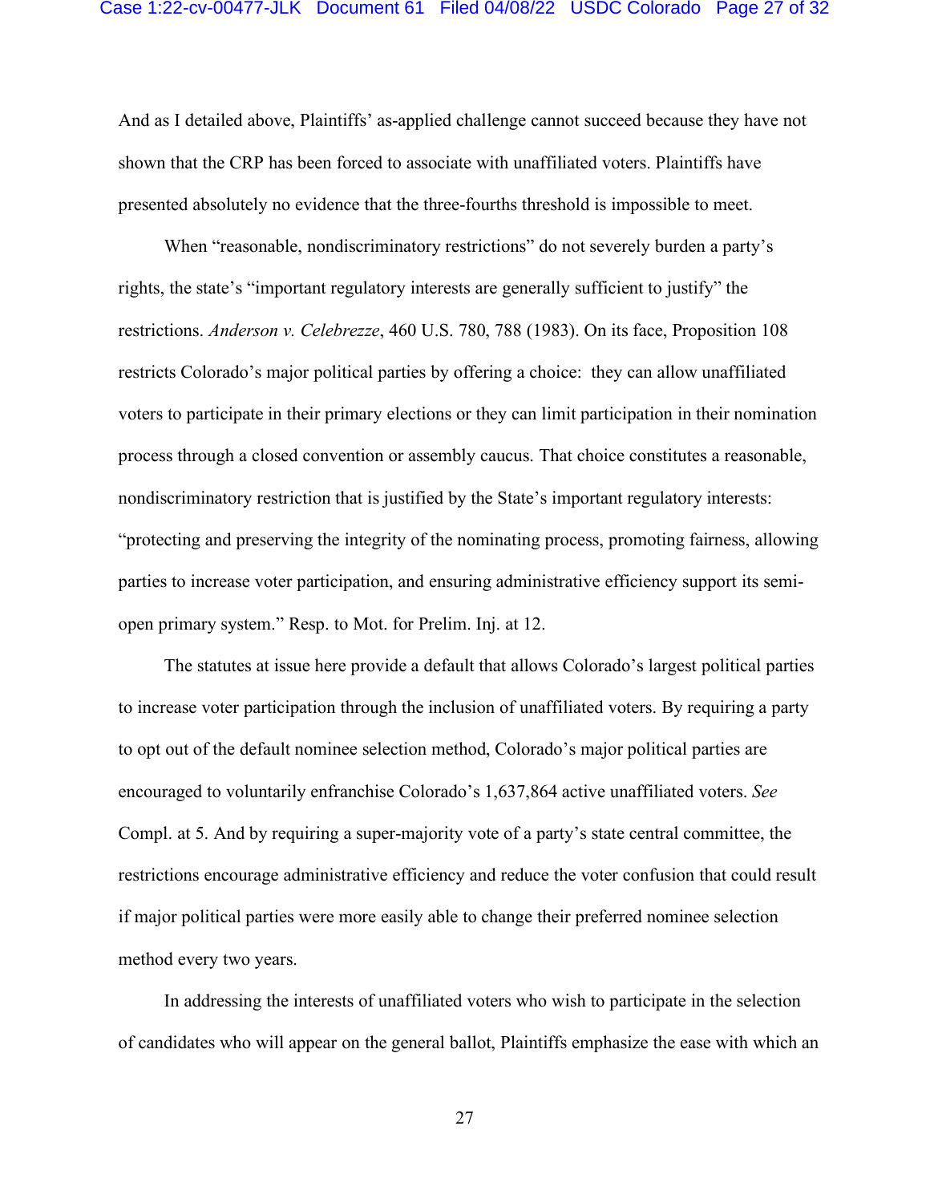And as I detailed above, Plaintiffs' as-applied challenge cannot succeed because they have not shown that the CRP has been forced to associate with unaffiliated voters. Plaintiffs have presented absolutely no evidence that the three-fourths threshold is impossible to meet.

When "reasonable, nondiscriminatory restrictions" do not severely burden a party's rights, the state's "important regulatory interests are generally sufficient to justify" the restrictions. *Anderson v. Celebrezze*, 460 U.S. 780, 788 (1983). On its face, Proposition 108 restricts Colorado's major political parties by offering a choice: they can allow unaffiliated voters to participate in their primary elections or they can limit participation in their nomination process through a closed convention or assembly caucus. That choice constitutes a reasonable, nondiscriminatory restriction that is justified by the State's important regulatory interests: "protecting and preserving the integrity of the nominating process, promoting fairness, allowing parties to increase voter participation, and ensuring administrative efficiency support its semi-open primary system." Resp. to Mot. for Prelim. Inj. at 12.

The statutes at issue here provide a default that allows Colorado's largest political parties to increase voter participation through the inclusion of unaffiliated voters. By requiring a party to opt out of the default nominee selection method, Colorado's major political parties are encouraged to voluntarily enfranchise Colorado's 1,637,864 active unaffiliated voters. *See* Compl. at 5. And by requiring a super-majority vote of a party's state central committee, the restrictions encourage administrative efficiency and reduce the voter confusion that could result if major political parties were more easily able to change their preferred nominee selection method every two years.

In addressing the interests of unaffiliated voters who wish to participate in the selection of candidates who will appear on the general ballot, Plaintiffs emphasize the ease with which an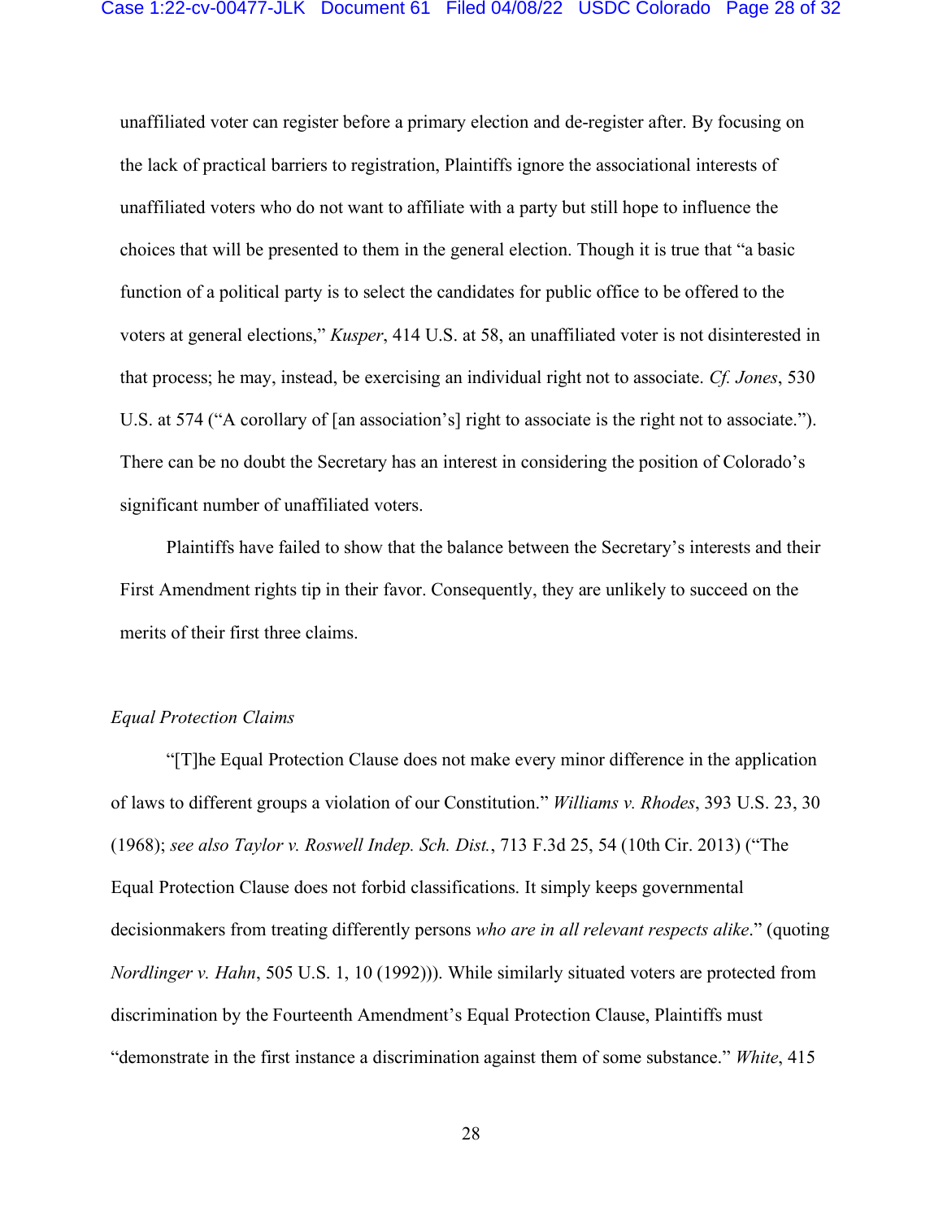unaffiliated voter can register before a primary election and de-register after. By focusing on the lack of practical barriers to registration, Plaintiffs ignore the associational interests of unaffiliated voters who do not want to affiliate with a party but still hope to influence the choices that will be presented to them in the general election. Though it is true that "a basic function of a political party is to select the candidates for public office to be offered to the voters at general elections," *Kusper*, 414 U.S. at 58, an unaffiliated voter is not disinterested in that process; he may, instead, be exercising an individual right not to associate. *Cf. Jones*, 530 U.S. at 574 ("A corollary of [an association's] right to associate is the right not to associate."). There can be no doubt the Secretary has an interest in considering the position of Colorado's significant number of unaffiliated voters.

Plaintiffs have failed to show that the balance between the Secretary's interests and their First Amendment rights tip in their favor. Consequently, they are unlikely to succeed on the merits of their first three claims.

*Equal Protection Claims*

"[T]he Equal Protection Clause does not make every minor difference in the application of laws to different groups a violation of our Constitution." *Williams v. Rhodes*, 393 U.S. 23, 30 (1968); *see also Taylor v. Roswell Indep. Sch. Dist.*, 713 F.3d 25, 54 (10th Cir. 2013) ("The Equal Protection Clause does not forbid classifications. It simply keeps governmental decisionmakers from treating differently persons *who are in all relevant respects alike*." (quoting *Nordlinger v. Hahn*, 505 U.S. 1, 10 (1992))). While similarly situated voters are protected from discrimination by the Fourteenth Amendment's Equal Protection Clause, Plaintiffs must "demonstrate in the first instance a discrimination against them of some substance." *White*, 415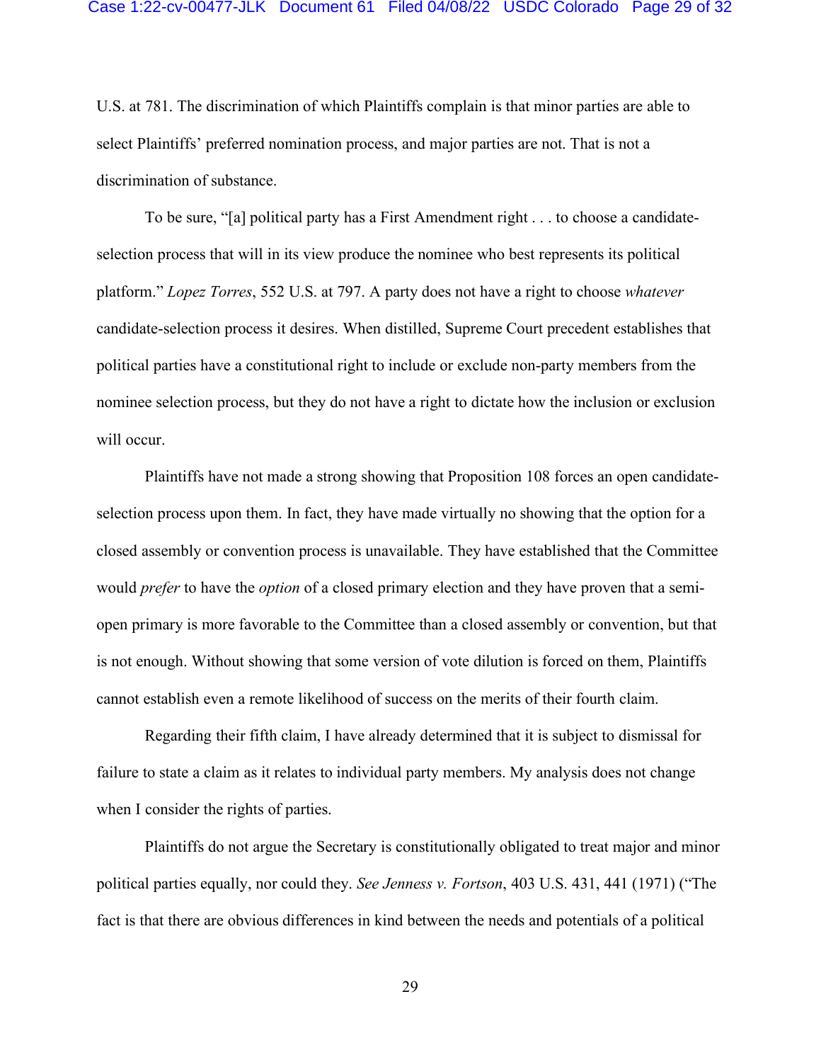U.S. at 781. The discrimination of which Plaintiffs complain is that minor parties are able to select Plaintiffs' preferred nomination process, and major parties are not. That is not a discrimination of substance.

To be sure, "[a] political party has a First Amendment right . . . to choose a candidate-selection process that will in its view produce the nominee who best represents its political platform." *Lopez Torres*, 552 U.S. at 797. A party does not have a right to choose *whatever* candidate-selection process it desires. When distilled, Supreme Court precedent establishes that political parties have a constitutional right to include or exclude non-party members from the nominee selection process, but they do not have a right to dictate how the inclusion or exclusion will occur.

Plaintiffs have not made a strong showing that Proposition 108 forces an open candidate-selection process upon them. In fact, they have made virtually no showing that the option for a closed assembly or convention process is unavailable. They have established that the Committee would *prefer* to have the *option* of a closed primary election and they have proven that a semi-open primary is more favorable to the Committee than a closed assembly or convention, but that is not enough. Without showing that some version of vote dilution is forced on them, Plaintiffs cannot establish even a remote likelihood of success on the merits of their fourth claim.

Regarding their fifth claim, I have already determined that it is subject to dismissal for failure to state a claim as it relates to individual party members. My analysis does not change when I consider the rights of parties.

Plaintiffs do not argue the Secretary is constitutionally obligated to treat major and minor political parties equally, nor could they. *See Jenness v. Fortson*, 403 U.S. 431, 441 (1971) ("The fact is that there are obvious differences in kind between the needs and potentials of a political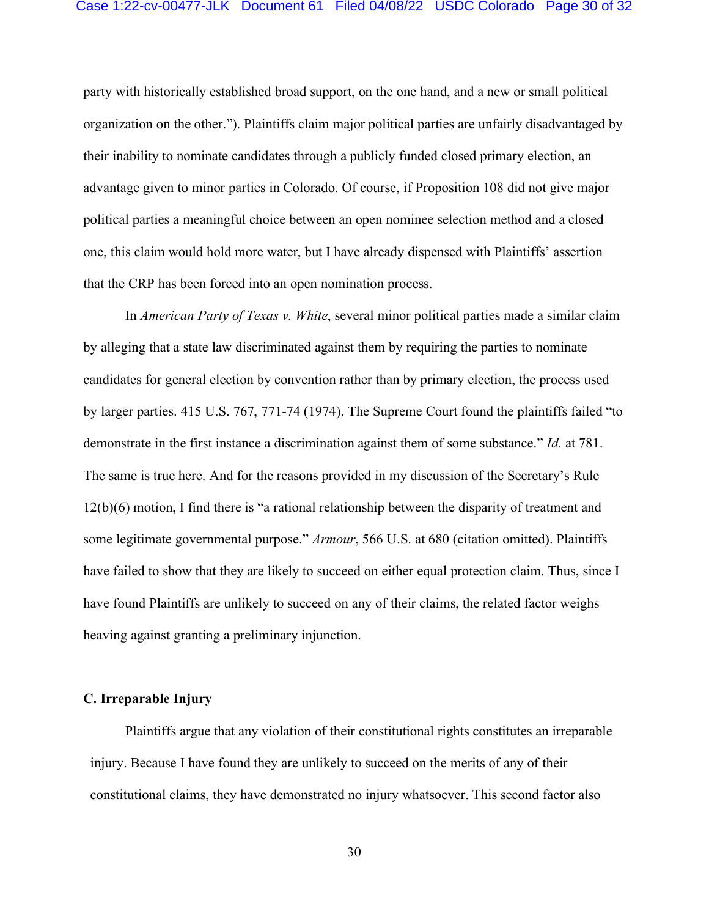party with historically established broad support, on the one hand, and a new or small political organization on the other."). Plaintiffs claim major political parties are unfairly disadvantaged by their inability to nominate candidates through a publicly funded closed primary election, an advantage given to minor parties in Colorado. Of course, if Proposition 108 did not give major political parties a meaningful choice between an open nominee selection method and a closed one, this claim would hold more water, but I have already dispensed with Plaintiffs' assertion that the CRP has been forced into an open nomination process.

In *American Party of Texas v. White*, several minor political parties made a similar claim by alleging that a state law discriminated against them by requiring the parties to nominate candidates for general election by convention rather than by primary election, the process used by larger parties. 415 U.S. 767, 771-74 (1974). The Supreme Court found the plaintiffs failed "to demonstrate in the first instance a discrimination against them of some substance." *Id.* at 781. The same is true here. And for the reasons provided in my discussion of the Secretary's Rule 12(b)(6) motion, I find there is "a rational relationship between the disparity of treatment and some legitimate governmental purpose." *Armour*, 566 U.S. at 680 (citation omitted). Plaintiffs have failed to show that they are likely to succeed on either equal protection claim. Thus, since I have found Plaintiffs are unlikely to succeed on any of their claims, the related factor weighs heaving against granting a preliminary injunction.

**C. Irreparable Injury**

Plaintiffs argue that any violation of their constitutional rights constitutes an irreparable injury. Because I have found they are unlikely to succeed on the merits of any of their constitutional claims, they have demonstrated no injury whatsoever. This second factor also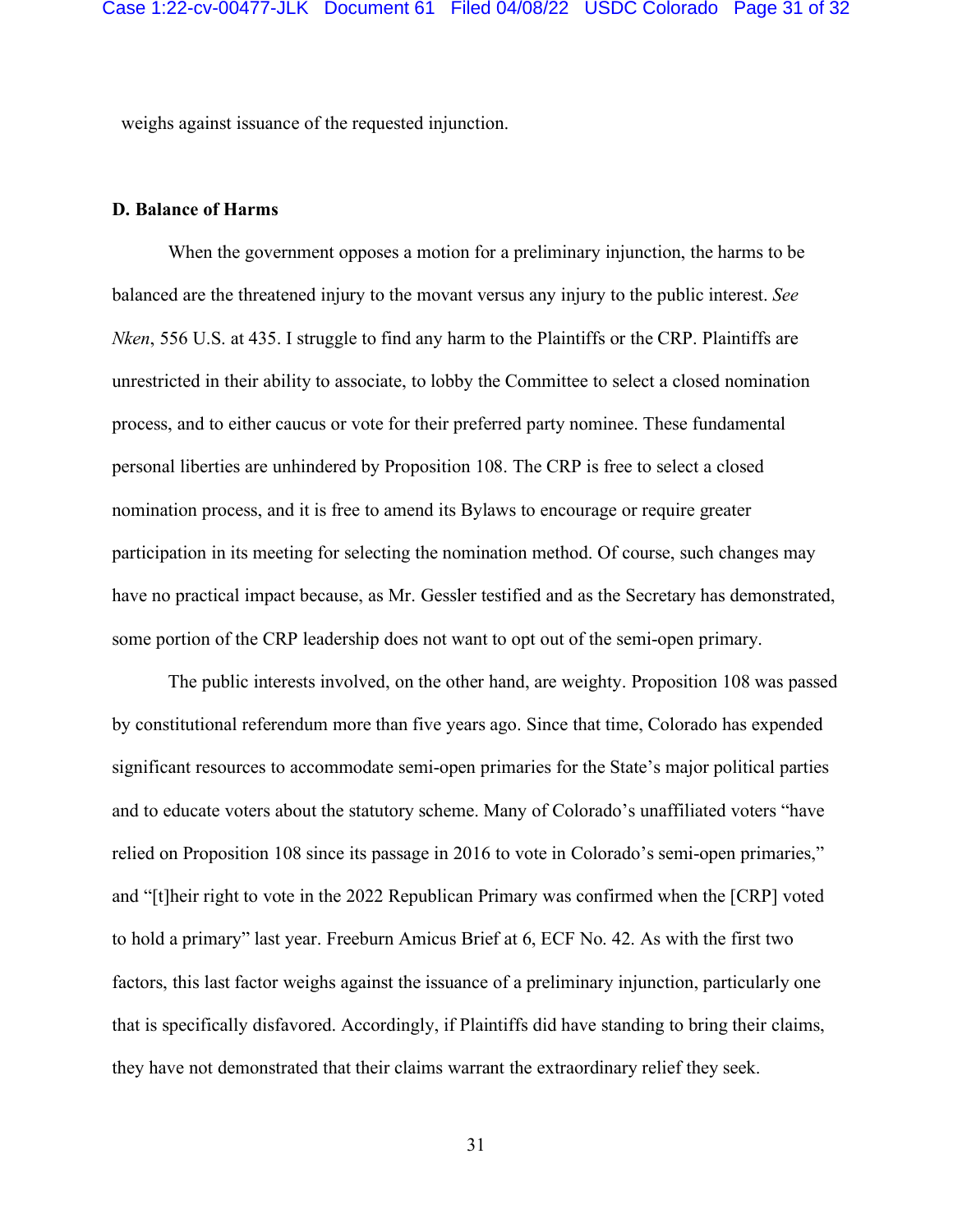weighs against issuance of the requested injunction.

### D. Balance of Harms

When the government opposes a motion for a preliminary injunction, the harms to be balanced are the threatened injury to the movant versus any injury to the public interest. *See Nken*, 556 U.S. at 435. I struggle to find any harm to the Plaintiffs or the CRP. Plaintiffs are unrestricted in their ability to associate, to lobby the Committee to select a closed nomination process, and to either caucus or vote for their preferred party nominee. These fundamental personal liberties are unhindered by Proposition 108. The CRP is free to select a closed nomination process, and it is free to amend its Bylaws to encourage or require greater participation in its meeting for selecting the nomination method. Of course, such changes may have no practical impact because, as Mr. Gessler testified and as the Secretary has demonstrated, some portion of the CRP leadership does not want to opt out of the semi-open primary.

The public interests involved, on the other hand, are weighty. Proposition 108 was passed by constitutional referendum more than five years ago. Since that time, Colorado has expended significant resources to accommodate semi-open primaries for the State's major political parties and to educate voters about the statutory scheme. Many of Colorado's unaffiliated voters "have relied on Proposition 108 since its passage in 2016 to vote in Colorado's semi-open primaries," and "[t]heir right to vote in the 2022 Republican Primary was confirmed when the [CRP] voted to hold a primary" last year. Freeburn Amicus Brief at 6, ECF No. 42. As with the first two factors, this last factor weighs against the issuance of a preliminary injunction, particularly one that is specifically disfavored. Accordingly, if Plaintiffs did have standing to bring their claims, they have not demonstrated that their claims warrant the extraordinary relief they seek.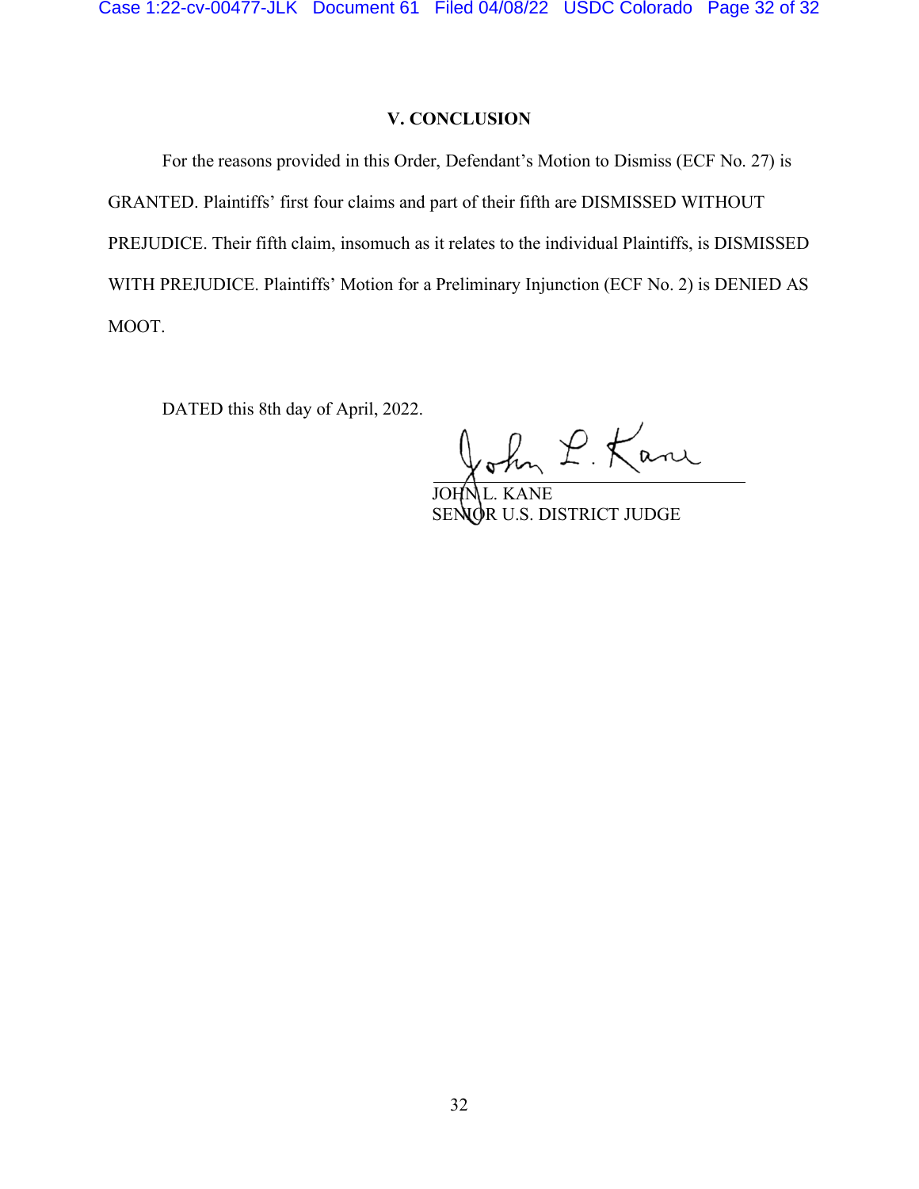## V. CONCLUSION

For the reasons provided in this Order, Defendant's Motion to Dismiss (ECF No. 27) is GRANTED. Plaintiffs' first four claims and part of their fifth are DISMISSED WITHOUT PREJUDICE. Their fifth claim, insomuch as it relates to the individual Plaintiffs, is DISMISSED WITH PREJUDICE. Plaintiffs' Motion for a Preliminary Injunction (ECF No. 2) is DENIED AS MOOT.

DATED this 8th day of April, 2022.

JOHN L. KANE
SENIOR U.S. DISTRICT JUDGE